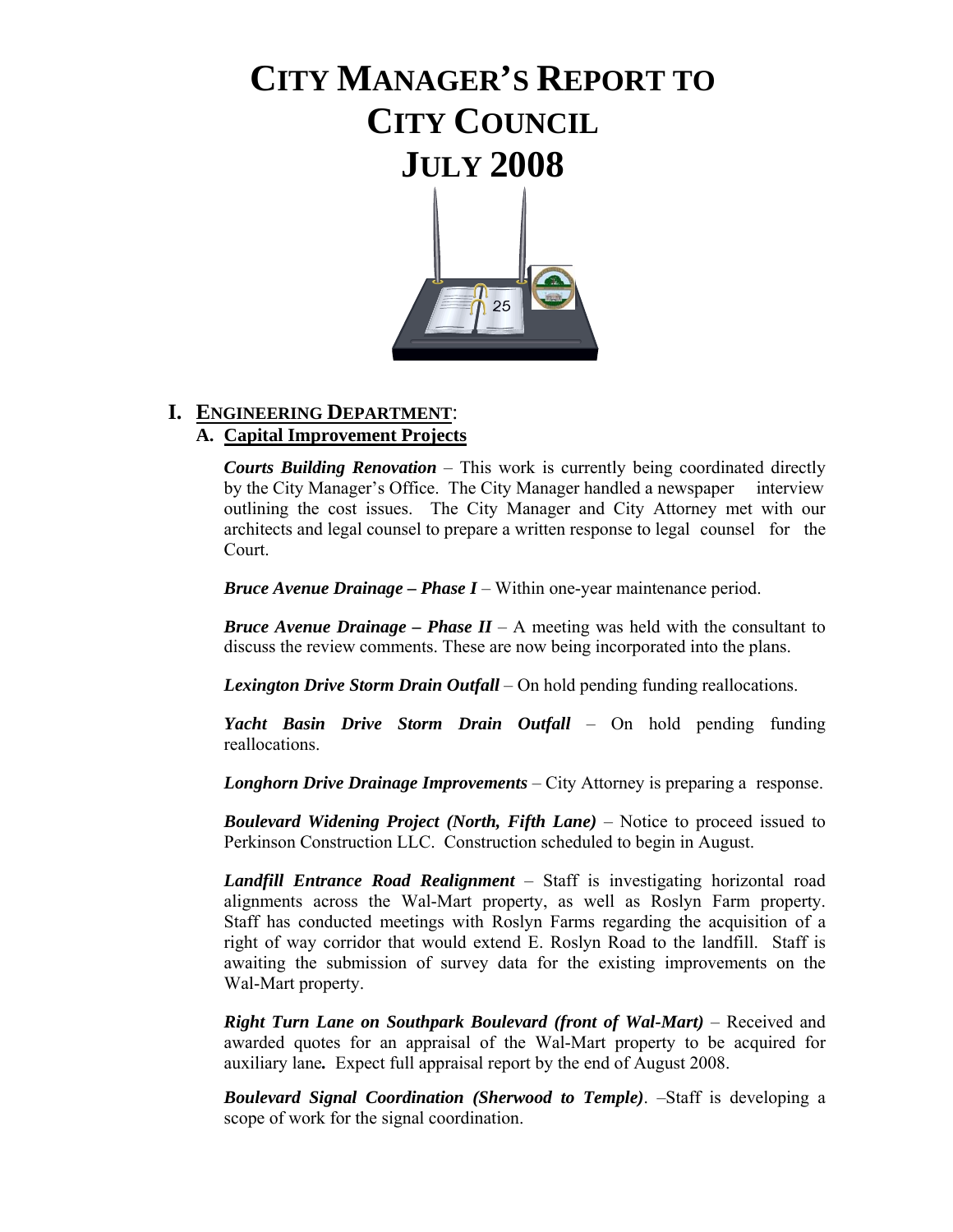# CITY MANAGER'S REPORT TO CITY COUNCIL JULY 2008

## I. ENGINEERING DEPARTMENT:

### A. Capital Improvement Projects

***Courts Building Renovation*** – This work is currently being coordinated directly by the City Manager's Office. The City Manager handled a newspaper interview outlining the cost issues. The City Manager and City Attorney met with our architects and legal counsel to prepare a written response to legal counsel for the Court.

***Bruce Avenue Drainage – Phase I*** – Within one-year maintenance period.

***Bruce Avenue Drainage – Phase II*** – A meeting was held with the consultant to discuss the review comments. These are now being incorporated into the plans.

***Lexington Drive Storm Drain Outfall*** – On hold pending funding reallocations.

***Yacht Basin Drive Storm Drain Outfall*** – On hold pending funding reallocations.

***Longhorn Drive Drainage Improvements*** – City Attorney is preparing a response.

***Boulevard Widening Project (North, Fifth Lane)*** – Notice to proceed issued to Perkinson Construction LLC. Construction scheduled to begin in August.

***Landfill Entrance Road Realignment*** – Staff is investigating horizontal road alignments across the Wal-Mart property, as well as Roslyn Farm property. Staff has conducted meetings with Roslyn Farms regarding the acquisition of a right of way corridor that would extend E. Roslyn Road to the landfill. Staff is awaiting the submission of survey data for the existing improvements on the Wal-Mart property.

***Right Turn Lane on Southpark Boulevard (front of Wal-Mart)*** – Received and awarded quotes for an appraisal of the Wal-Mart property to be acquired for auxiliary lane**.** Expect full appraisal report by the end of August 2008.

***Boulevard Signal Coordination (Sherwood to Temple)***. –Staff is developing a scope of work for the signal coordination.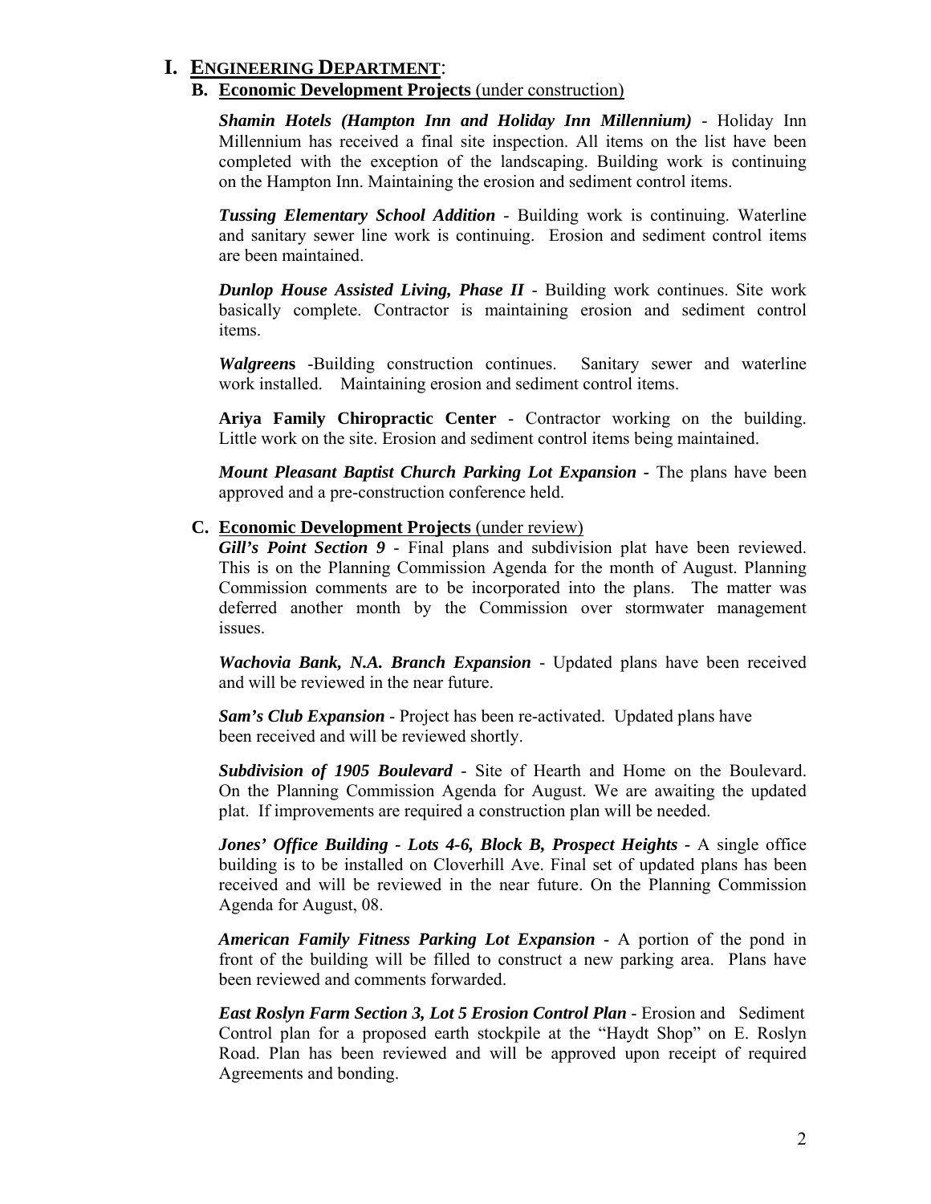# I. ENGINEERING DEPARTMENT:

## B. Economic Development Projects (under construction)

***Shamin Hotels (Hampton Inn and Holiday Inn Millennium)*** - Holiday Inn Millennium has received a final site inspection. All items on the list have been completed with the exception of the landscaping. Building work is continuing on the Hampton Inn. Maintaining the erosion and sediment control items.

***Tussing Elementary School Addition*** - Building work is continuing. Waterline and sanitary sewer line work is continuing. Erosion and sediment control items are been maintained.

***Dunlop House Assisted Living, Phase II*** - Building work continues. Site work basically complete. Contractor is maintaining erosion and sediment control items.

***Walgreens*** -Building construction continues. Sanitary sewer and waterline work installed. Maintaining erosion and sediment control items.

**Ariya Family Chiropractic Center** - Contractor working on the building. Little work on the site. Erosion and sediment control items being maintained.

***Mount Pleasant Baptist Church Parking Lot Expansion -*** The plans have been approved and a pre-construction conference held.

## C. Economic Development Projects (under review)

***Gill's Point Section 9*** - Final plans and subdivision plat have been reviewed. This is on the Planning Commission Agenda for the month of August. Planning Commission comments are to be incorporated into the plans. The matter was deferred another month by the Commission over stormwater management issues.

***Wachovia Bank, N.A. Branch Expansion*** - Updated plans have been received and will be reviewed in the near future.

***Sam's Club Expansion*** - Project has been re-activated. Updated plans have been received and will be reviewed shortly.

***Subdivision of 1905 Boulevard*** - Site of Hearth and Home on the Boulevard. On the Planning Commission Agenda for August. We are awaiting the updated plat. If improvements are required a construction plan will be needed.

***Jones' Office Building - Lots 4-6, Block B, Prospect Heights -*** A single office building is to be installed on Cloverhill Ave. Final set of updated plans has been received and will be reviewed in the near future. On the Planning Commission Agenda for August, 08.

***American Family Fitness Parking Lot Expansion*** - A portion of the pond in front of the building will be filled to construct a new parking area. Plans have been reviewed and comments forwarded.

***East Roslyn Farm Section 3, Lot 5 Erosion Control Plan*** - Erosion and Sediment Control plan for a proposed earth stockpile at the "Haydt Shop" on E. Roslyn Road. Plan has been reviewed and will be approved upon receipt of required Agreements and bonding.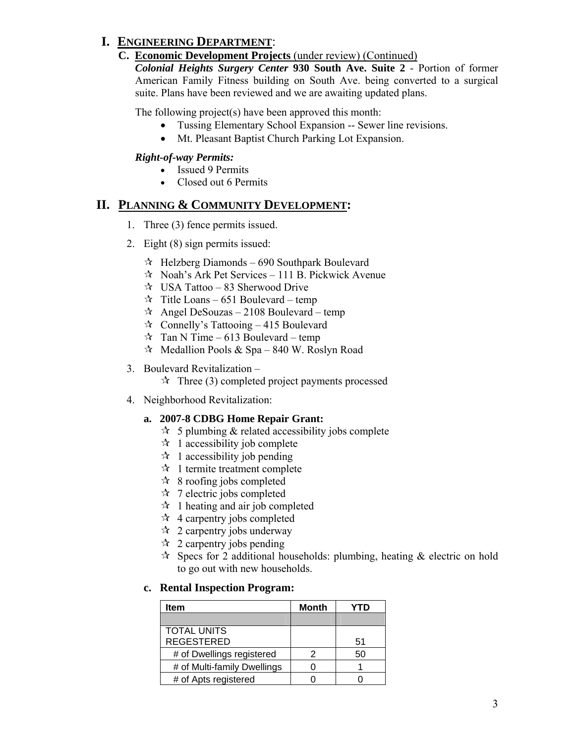# I. ENGINEERING DEPARTMENT:

## C. Economic Development Projects (under review) (Continued)

***Colonial Heights Surgery Center* 930 South Ave. Suite 2** - Portion of former American Family Fitness building on South Ave. being converted to a surgical suite. Plans have been reviewed and we are awaiting updated plans.

The following project(s) have been approved this month:

- Tussing Elementary School Expansion -- Sewer line revisions.
- Mt. Pleasant Baptist Church Parking Lot Expansion.

***Right-of-way Permits:***

- Issued 9 Permits
- Closed out 6 Permits

# II. PLANNING & COMMUNITY DEVELOPMENT:

1. Three (3) fence permits issued.
2. Eight (8) sign permits issued:
   - ☆ Helzberg Diamonds – 690 Southpark Boulevard
   - ☆ Noah's Ark Pet Services – 111 B. Pickwick Avenue
   - ☆ USA Tattoo – 83 Sherwood Drive
   - ☆ Title Loans – 651 Boulevard – temp
   - ☆ Angel DeSouzas – 2108 Boulevard – temp
   - ☆ Connelly's Tattooing – 415 Boulevard
   - ☆ Tan N Time – 613 Boulevard – temp
   - ☆ Medallion Pools & Spa – 840 W. Roslyn Road
3. Boulevard Revitalization –
   - ☆ Three (3) completed project payments processed
4. Neighborhood Revitalization:

### a. 2007-8 CDBG Home Repair Grant:

- ☆ 5 plumbing & related accessibility jobs complete
- ☆ 1 accessibility job complete
- ☆ 1 accessibility job pending
- ☆ 1 termite treatment complete
- ☆ 8 roofing jobs completed
- ☆ 7 electric jobs completed
- ☆ 1 heating and air job completed
- ☆ 4 carpentry jobs completed
- ☆ 2 carpentry jobs underway
- ☆ 2 carpentry jobs pending
- ☆ Specs for 2 additional households: plumbing, heating & electric on hold to go out with new households.

### c. Rental Inspection Program:

| Item | Month | YTD |
|---|---|---|
| | | |
| TOTAL UNITS REGESTERED | | 51 |
| # of Dwellings registered | 2 | 50 |
| # of Multi-family Dwellings | 0 | 1 |
| # of Apts registered | 0 | 0 |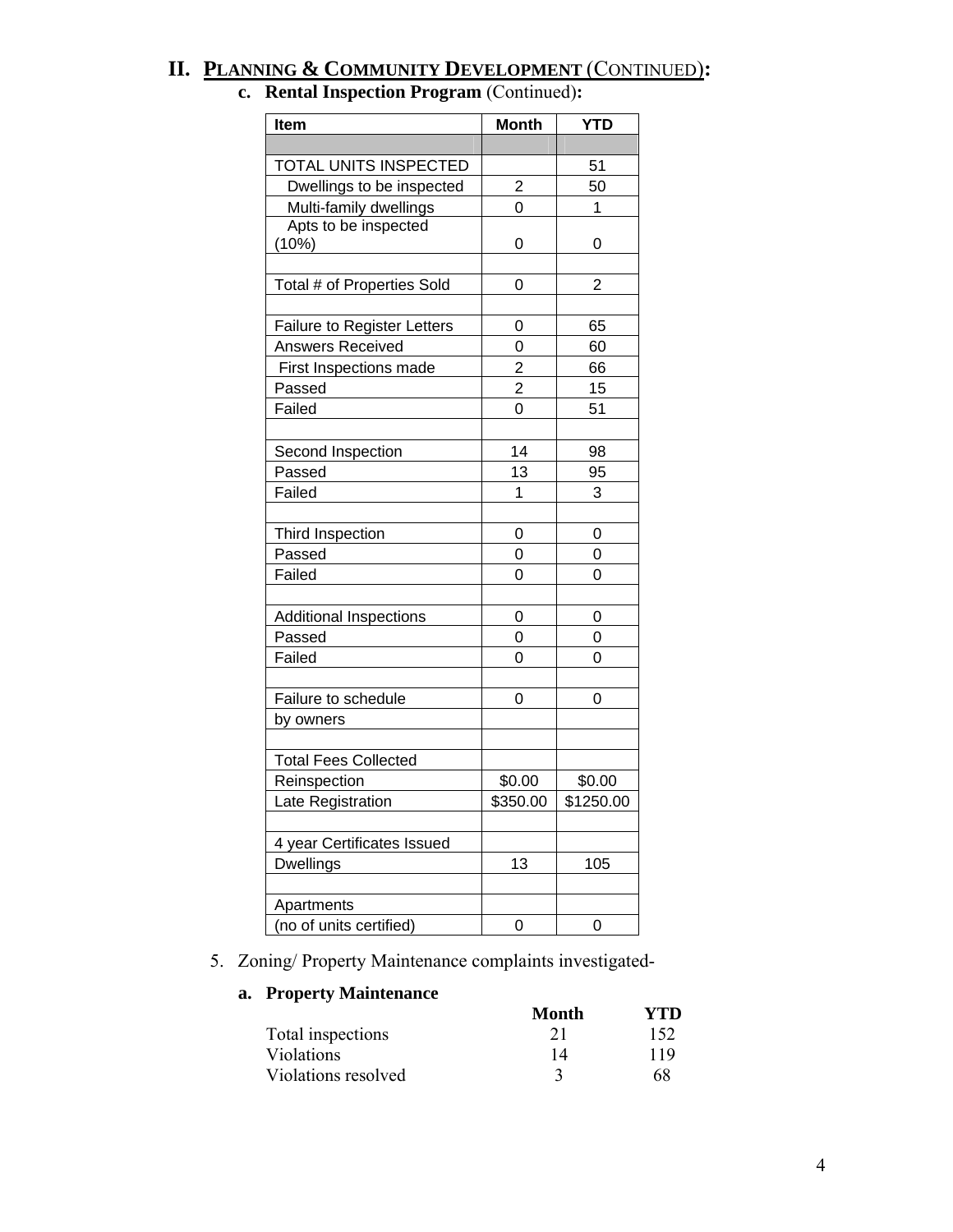# II. PLANNING & COMMUNITY DEVELOPMENT (CONTINUED):

**c. Rental Inspection Program** (Continued)**:**

| Item | Month | YTD |
|---|---|---|
| | | |
| TOTAL UNITS INSPECTED | | 51 |
| Dwellings to be inspected | 2 | 50 |
| Multi-family dwellings | 0 | 1 |
| Apts to be inspected (10%) | 0 | 0 |
| | | |
| Total # of Properties Sold | 0 | 2 |
| | | |
| Failure to Register Letters | 0 | 65 |
| Answers Received | 0 | 60 |
| First Inspections made | 2 | 66 |
| Passed | 2 | 15 |
| Failed | 0 | 51 |
| | | |
| Second Inspection | 14 | 98 |
| Passed | 13 | 95 |
| Failed | 1 | 3 |
| | | |
| Third Inspection | 0 | 0 |
| Passed | 0 | 0 |
| Failed | 0 | 0 |
| | | |
| Additional Inspections | 0 | 0 |
| Passed | 0 | 0 |
| Failed | 0 | 0 |
| | | |
| Failure to schedule | 0 | 0 |
| by owners | | |
| | | |
| Total Fees Collected | | |
| Reinspection | $0.00 | $0.00 |
| Late Registration | $350.00 | $1250.00 |
| | | |
| 4 year Certificates Issued | | |
| Dwellings | 13 | 105 |
| | | |
| Apartments | | |
| (no of units certified) | 0 | 0 |

5. Zoning/ Property Maintenance complaints investigated-

**a. Property Maintenance**

| | Month | YTD |
|---|---|---|
| Total inspections | 21 | 152 |
| Violations | 14 | 119 |
| Violations resolved | 3 | 68 |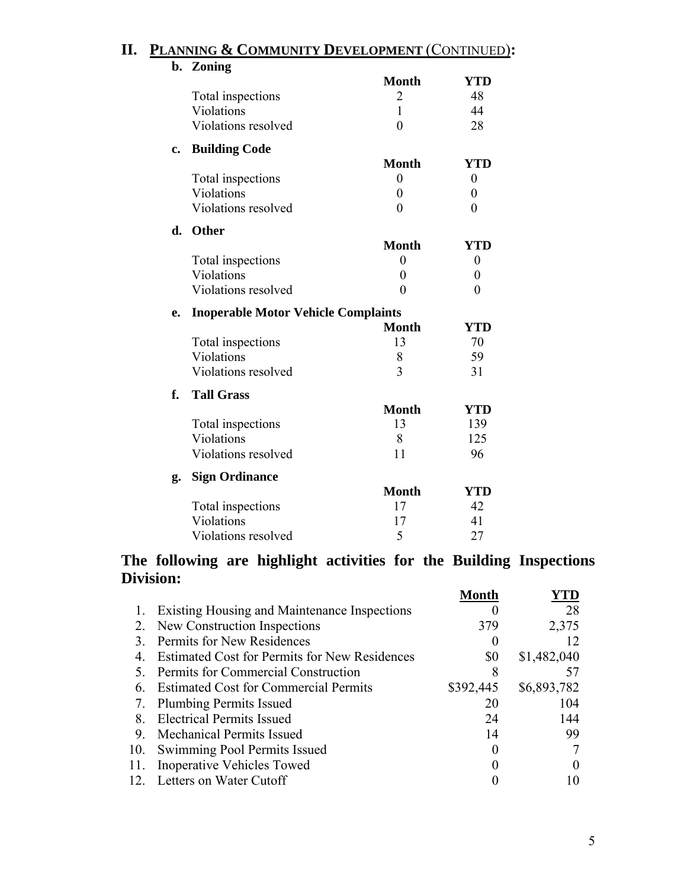## II. PLANNING & COMMUNITY DEVELOPMENT (CONTINUED):

### b. Zoning

| | Month | YTD |
|---|---|---|
| Total inspections | 2 | 48 |
| Violations | 1 | 44 |
| Violations resolved | 0 | 28 |

### c. Building Code

| | Month | YTD |
|---|---|---|
| Total inspections | 0 | 0 |
| Violations | 0 | 0 |
| Violations resolved | 0 | 0 |

### d. Other

| | Month | YTD |
|---|---|---|
| Total inspections | 0 | 0 |
| Violations | 0 | 0 |
| Violations resolved | 0 | 0 |

### e. Inoperable Motor Vehicle Complaints

| | Month | YTD |
|---|---|---|
| Total inspections | 13 | 70 |
| Violations | 8 | 59 |
| Violations resolved | 3 | 31 |

### f. Tall Grass

| | Month | YTD |
|---|---|---|
| Total inspections | 13 | 139 |
| Violations | 8 | 125 |
| Violations resolved | 11 | 96 |

### g. Sign Ordinance

| | Month | YTD |
|---|---|---|
| Total inspections | 17 | 42 |
| Violations | 17 | 41 |
| Violations resolved | 5 | 27 |

**The following are highlight activities for the Building Inspections Division:**

| | | Month | YTD |
|---|---|---|---|
| 1. | Existing Housing and Maintenance Inspections | 0 | 28 |
| 2. | New Construction Inspections | 379 | 2,375 |
| 3. | Permits for New Residences | 0 | 12 |
| 4. | Estimated Cost for Permits for New Residences | $0 | $1,482,040 |
| 5. | Permits for Commercial Construction | 8 | 57 |
| 6. | Estimated Cost for Commercial Permits | $392,445 | $6,893,782 |
| 7. | Plumbing Permits Issued | 20 | 104 |
| 8. | Electrical Permits Issued | 24 | 144 |
| 9. | Mechanical Permits Issued | 14 | 99 |
| 10. | Swimming Pool Permits Issued | 0 | 7 |
| 11. | Inoperative Vehicles Towed | 0 | 0 |
| 12. | Letters on Water Cutoff | 0 | 10 |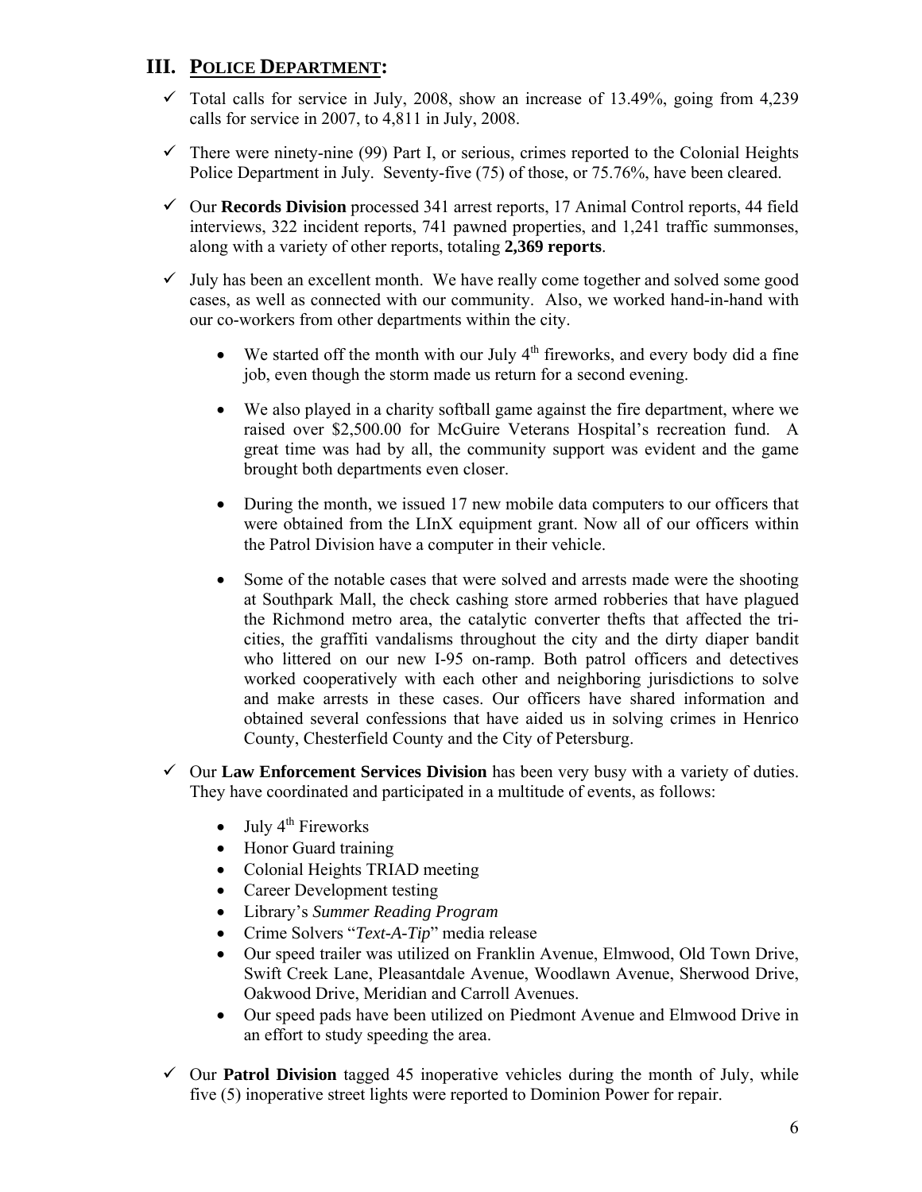## III. POLICE DEPARTMENT:

- ✓ Total calls for service in July, 2008, show an increase of 13.49%, going from 4,239 calls for service in 2007, to 4,811 in July, 2008.

- ✓ There were ninety-nine (99) Part I, or serious, crimes reported to the Colonial Heights Police Department in July. Seventy-five (75) of those, or 75.76%, have been cleared.

- ✓ Our **Records Division** processed 341 arrest reports, 17 Animal Control reports, 44 field interviews, 322 incident reports, 741 pawned properties, and 1,241 traffic summonses, along with a variety of other reports, totaling **2,369 reports**.

- ✓ July has been an excellent month. We have really come together and solved some good cases, as well as connected with our community. Also, we worked hand-in-hand with our co-workers from other departments within the city.

  - We started off the month with our July 4th fireworks, and every body did a fine job, even though the storm made us return for a second evening.

  - We also played in a charity softball game against the fire department, where we raised over $2,500.00 for McGuire Veterans Hospital's recreation fund. A great time was had by all, the community support was evident and the game brought both departments even closer.

  - During the month, we issued 17 new mobile data computers to our officers that were obtained from the LInX equipment grant. Now all of our officers within the Patrol Division have a computer in their vehicle.

  - Some of the notable cases that were solved and arrests made were the shooting at Southpark Mall, the check cashing store armed robberies that have plagued the Richmond metro area, the catalytic converter thefts that affected the tri-cities, the graffiti vandalisms throughout the city and the dirty diaper bandit who littered on our new I-95 on-ramp. Both patrol officers and detectives worked cooperatively with each other and neighboring jurisdictions to solve and make arrests in these cases. Our officers have shared information and obtained several confessions that have aided us in solving crimes in Henrico County, Chesterfield County and the City of Petersburg.

- ✓ Our **Law Enforcement Services Division** has been very busy with a variety of duties. They have coordinated and participated in a multitude of events, as follows:

  - July 4th Fireworks
  - Honor Guard training
  - Colonial Heights TRIAD meeting
  - Career Development testing
  - Library's *Summer Reading Program*
  - Crime Solvers "*Text-A-Tip*" media release
  - Our speed trailer was utilized on Franklin Avenue, Elmwood, Old Town Drive, Swift Creek Lane, Pleasantdale Avenue, Woodlawn Avenue, Sherwood Drive, Oakwood Drive, Meridian and Carroll Avenues.
  - Our speed pads have been utilized on Piedmont Avenue and Elmwood Drive in an effort to study speeding the area.

- ✓ Our **Patrol Division** tagged 45 inoperative vehicles during the month of July, while five (5) inoperative street lights were reported to Dominion Power for repair.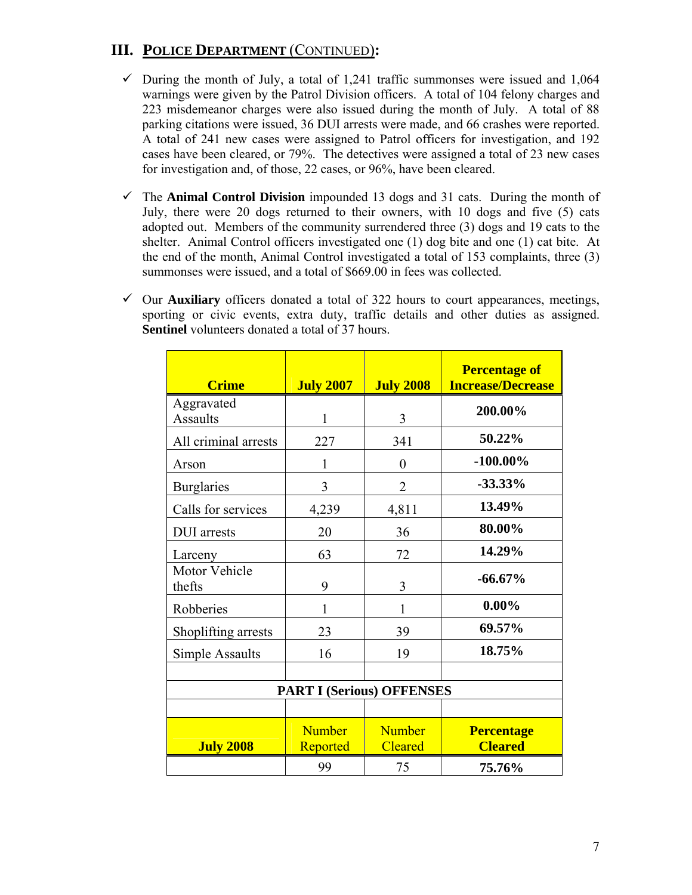## III. POLICE DEPARTMENT (CONTINUED):

- ✓ During the month of July, a total of 1,241 traffic summonses were issued and 1,064 warnings were given by the Patrol Division officers. A total of 104 felony charges and 223 misdemeanor charges were also issued during the month of July. A total of 88 parking citations were issued, 36 DUI arrests were made, and 66 crashes were reported. A total of 241 new cases were assigned to Patrol officers for investigation, and 192 cases have been cleared, or 79%. The detectives were assigned a total of 23 new cases for investigation and, of those, 22 cases, or 96%, have been cleared.

- ✓ The **Animal Control Division** impounded 13 dogs and 31 cats. During the month of July, there were 20 dogs returned to their owners, with 10 dogs and five (5) cats adopted out. Members of the community surrendered three (3) dogs and 19 cats to the shelter. Animal Control officers investigated one (1) dog bite and one (1) cat bite. At the end of the month, Animal Control investigated a total of 153 complaints, three (3) summonses were issued, and a total of $669.00 in fees was collected.

- ✓ Our **Auxiliary** officers donated a total of 322 hours to court appearances, meetings, sporting or civic events, extra duty, traffic details and other duties as assigned. **Sentinel** volunteers donated a total of 37 hours.

| Crime | July 2007 | July 2008 | Percentage of Increase/Decrease |
|---|---|---|---|
| Aggravated Assaults | 1 | 3 | **200.00%** |
| All criminal arrests | 227 | 341 | **50.22%** |
| Arson | 1 | 0 | **-100.00%** |
| Burglaries | 3 | 2 | **-33.33%** |
| Calls for services | 4,239 | 4,811 | **13.49%** |
| DUI arrests | 20 | 36 | **80.00%** |
| Larceny | 63 | 72 | **14.29%** |
| Motor Vehicle thefts | 9 | 3 | **-66.67%** |
| Robberies | 1 | 1 | **0.00%** |
| Shoplifting arrests | 23 | 39 | **69.57%** |
| Simple Assaults | 16 | 19 | **18.75%** |
| | | | |
| **PART I (Serious) OFFENSES** | | | |
| | | | |
| **July 2008** | Number Reported | Number Cleared | **Percentage Cleared** |
| | 99 | 75 | **75.76%** |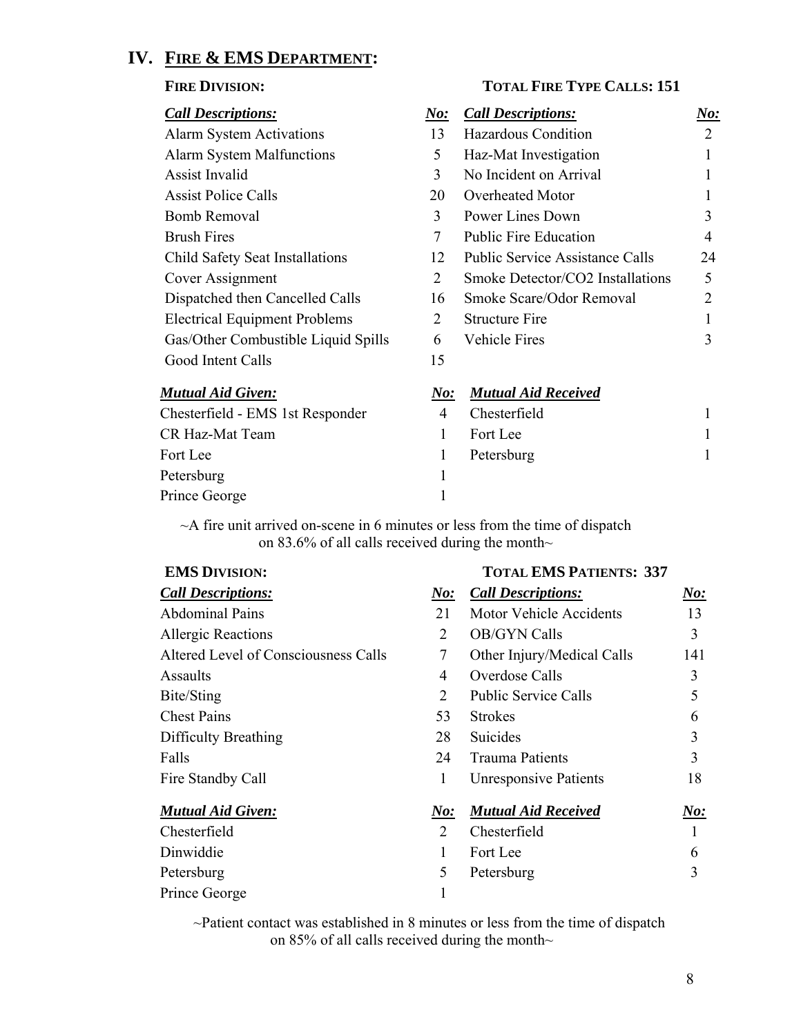## IV. Fire & EMS Department:

### Fire Division: Total Fire Type Calls: 151

| *Call Descriptions:* | *No:* | *Call Descriptions:* | *No:* |
|---|---|---|---|
| Alarm System Activations | 13 | Hazardous Condition | 2 |
| Alarm System Malfunctions | 5 | Haz-Mat Investigation | 1 |
| Assist Invalid | 3 | No Incident on Arrival | 1 |
| Assist Police Calls | 20 | Overheated Motor | 1 |
| Bomb Removal | 3 | Power Lines Down | 3 |
| Brush Fires | 7 | Public Fire Education | 4 |
| Child Safety Seat Installations | 12 | Public Service Assistance Calls | 24 |
| Cover Assignment | 2 | Smoke Detector/CO2 Installations | 5 |
| Dispatched then Cancelled Calls | 16 | Smoke Scare/Odor Removal | 2 |
| Electrical Equipment Problems | 2 | Structure Fire | 1 |
| Gas/Other Combustible Liquid Spills | 6 | Vehicle Fires | 3 |
| Good Intent Calls | 15 | | |

| *Mutual Aid Given:* | *No:* | *Mutual Aid Received* | |
|---|---|---|---|
| Chesterfield - EMS 1st Responder | 4 | Chesterfield | 1 |
| CR Haz-Mat Team | 1 | Fort Lee | 1 |
| Fort Lee | 1 | Petersburg | 1 |
| Petersburg | 1 | | |
| Prince George | 1 | | |

~A fire unit arrived on-scene in 6 minutes or less from the time of dispatch on 83.6% of all calls received during the month~

### EMS Division: Total EMS Patients: 337

| *Call Descriptions:* | *No:* | *Call Descriptions:* | *No:* |
|---|---|---|---|
| Abdominal Pains | 21 | Motor Vehicle Accidents | 13 |
| Allergic Reactions | 2 | OB/GYN Calls | 3 |
| Altered Level of Consciousness Calls | 7 | Other Injury/Medical Calls | 141 |
| Assaults | 4 | Overdose Calls | 3 |
| Bite/Sting | 2 | Public Service Calls | 5 |
| Chest Pains | 53 | Strokes | 6 |
| Difficulty Breathing | 28 | Suicides | 3 |
| Falls | 24 | Trauma Patients | 3 |
| Fire Standby Call | 1 | Unresponsive Patients | 18 |

| *Mutual Aid Given:* | *No:* | *Mutual Aid Received* | *No:* |
|---|---|---|---|
| Chesterfield | 2 | Chesterfield | 1 |
| Dinwiddie | 1 | Fort Lee | 6 |
| Petersburg | 5 | Petersburg | 3 |
| Prince George | 1 | | |

~Patient contact was established in 8 minutes or less from the time of dispatch on 85% of all calls received during the month~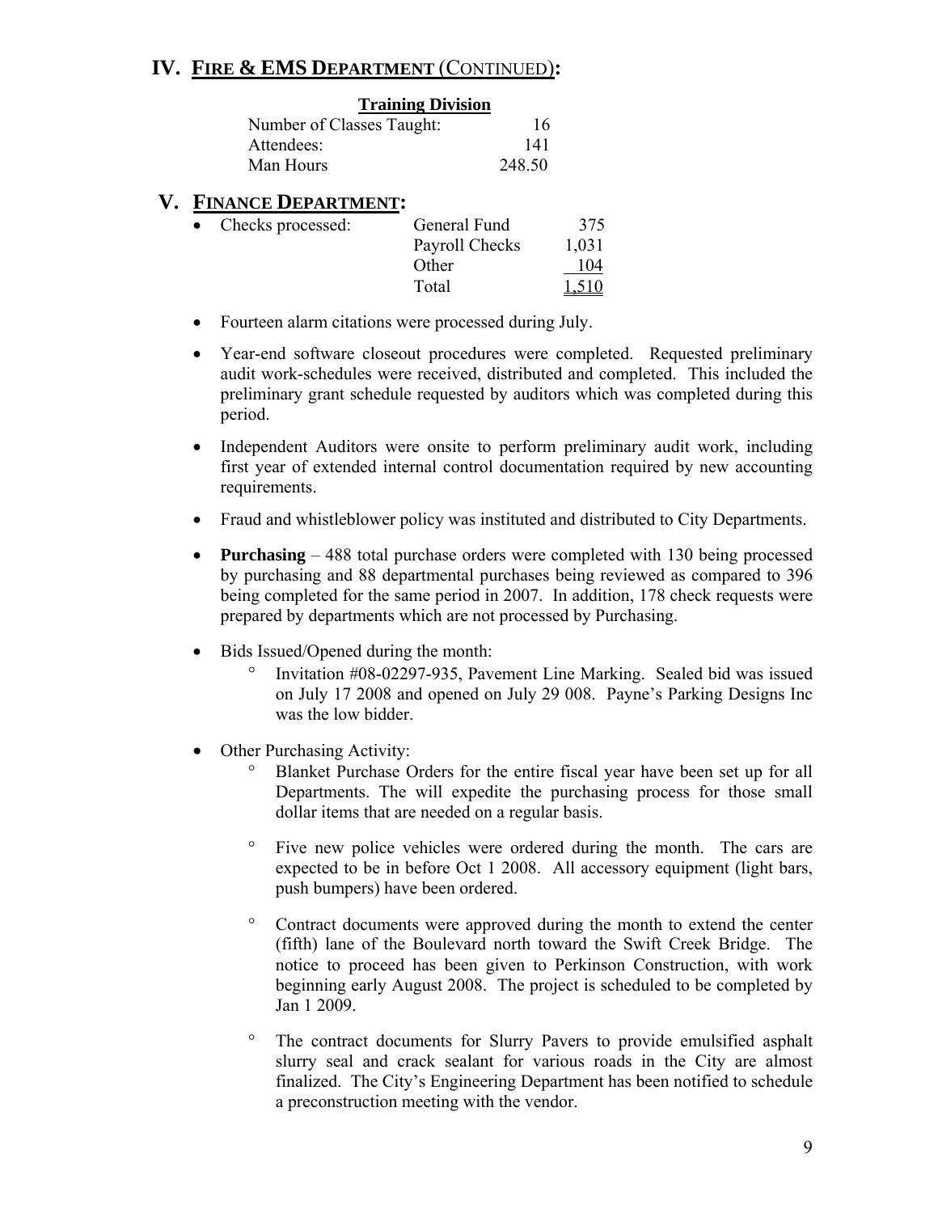## IV. FIRE & EMS DEPARTMENT (CONTINUED):

| Training Division | |
|---|---|
| Number of Classes Taught: | 16 |
| Attendees: | 141 |
| Man Hours | 248.50 |

## V. FINANCE DEPARTMENT:

- Checks processed:

| | | |
|---|---|---|
| | General Fund | 375 |
| | Payroll Checks | 1,031 |
| | Other | 104 |
| | Total | 1,510 |

- Fourteen alarm citations were processed during July.
- Year-end software closeout procedures were completed. Requested preliminary audit work-schedules were received, distributed and completed. This included the preliminary grant schedule requested by auditors which was completed during this period.
- Independent Auditors were onsite to perform preliminary audit work, including first year of extended internal control documentation required by new accounting requirements.
- Fraud and whistleblower policy was instituted and distributed to City Departments.
- **Purchasing** – 488 total purchase orders were completed with 130 being processed by purchasing and 88 departmental purchases being reviewed as compared to 396 being completed for the same period in 2007. In addition, 178 check requests were prepared by departments which are not processed by Purchasing.
- Bids Issued/Opened during the month:
  - Invitation #08-02297-935, Pavement Line Marking. Sealed bid was issued on July 17 2008 and opened on July 29 008. Payne's Parking Designs Inc was the low bidder.
- Other Purchasing Activity:
  - Blanket Purchase Orders for the entire fiscal year have been set up for all Departments. The will expedite the purchasing process for those small dollar items that are needed on a regular basis.
  - Five new police vehicles were ordered during the month. The cars are expected to be in before Oct 1 2008. All accessory equipment (light bars, push bumpers) have been ordered.
  - Contract documents were approved during the month to extend the center (fifth) lane of the Boulevard north toward the Swift Creek Bridge. The notice to proceed has been given to Perkinson Construction, with work beginning early August 2008. The project is scheduled to be completed by Jan 1 2009.
  - The contract documents for Slurry Pavers to provide emulsified asphalt slurry seal and crack sealant for various roads in the City are almost finalized. The City's Engineering Department has been notified to schedule a preconstruction meeting with the vendor.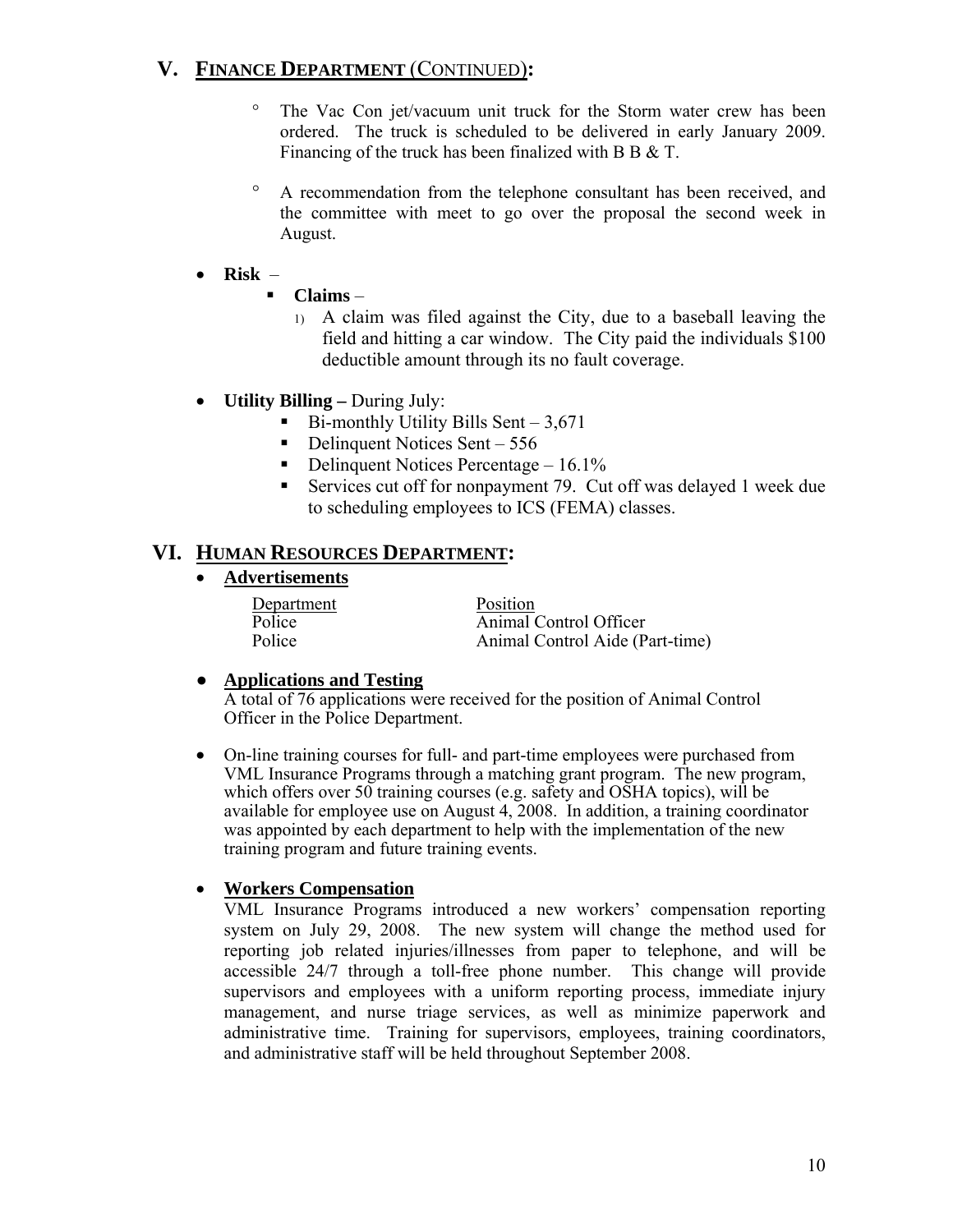## V. FINANCE DEPARTMENT (CONTINUED):

- ° The Vac Con jet/vacuum unit truck for the Storm water crew has been ordered. The truck is scheduled to be delivered in early January 2009. Financing of the truck has been finalized with B B & T.

- ° A recommendation from the telephone consultant has been received, and the committee with meet to go over the proposal the second week in August.

- **Risk** –
  - **Claims** –
    1) A claim was filed against the City, due to a baseball leaving the field and hitting a car window. The City paid the individuals $100 deductible amount through its no fault coverage.

- **Utility Billing –** During July:
  - Bi-monthly Utility Bills Sent – 3,671
  - Delinquent Notices Sent – 556
  - Delinquent Notices Percentage – 16.1%
  - Services cut off for nonpayment 79. Cut off was delayed 1 week due to scheduling employees to ICS (FEMA) classes.

## VI. HUMAN RESOURCES DEPARTMENT:

- **Advertisements**

| Department | Position |
|---|---|
| Police | Animal Control Officer |
| Police | Animal Control Aide (Part-time) |

- **Applications and Testing**
  A total of 76 applications were received for the position of Animal Control Officer in the Police Department.

- On-line training courses for full- and part-time employees were purchased from VML Insurance Programs through a matching grant program. The new program, which offers over 50 training courses (e.g. safety and OSHA topics), will be available for employee use on August 4, 2008. In addition, a training coordinator was appointed by each department to help with the implementation of the new training program and future training events.

- **Workers Compensation**
  VML Insurance Programs introduced a new workers' compensation reporting system on July 29, 2008. The new system will change the method used for reporting job related injuries/illnesses from paper to telephone, and will be accessible 24/7 through a toll-free phone number. This change will provide supervisors and employees with a uniform reporting process, immediate injury management, and nurse triage services, as well as minimize paperwork and administrative time. Training for supervisors, employees, training coordinators, and administrative staff will be held throughout September 2008.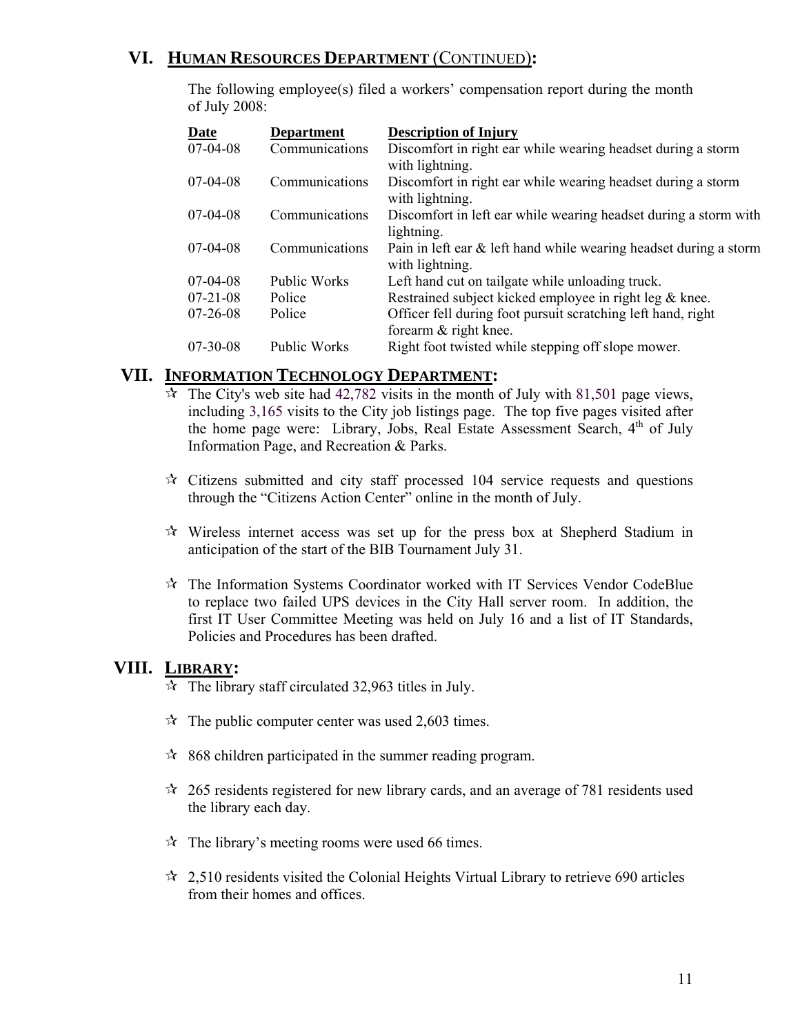## VI. HUMAN RESOURCES DEPARTMENT (CONTINUED):

The following employee(s) filed a workers' compensation report during the month of July 2008:

| Date | Department | Description of Injury |
|---|---|---|
| 07-04-08 | Communications | Discomfort in right ear while wearing headset during a storm with lightning. |
| 07-04-08 | Communications | Discomfort in right ear while wearing headset during a storm with lightning. |
| 07-04-08 | Communications | Discomfort in left ear while wearing headset during a storm with lightning. |
| 07-04-08 | Communications | Pain in left ear & left hand while wearing headset during a storm with lightning. |
| 07-04-08 | Public Works | Left hand cut on tailgate while unloading truck. |
| 07-21-08 | Police | Restrained subject kicked employee in right leg & knee. |
| 07-26-08 | Police | Officer fell during foot pursuit scratching left hand, right forearm & right knee. |
| 07-30-08 | Public Works | Right foot twisted while stepping off slope mower. |

## VII. INFORMATION TECHNOLOGY DEPARTMENT:

- ☆ The City's web site had 42,782 visits in the month of July with 81,501 page views, including 3,165 visits to the City job listings page. The top five pages visited after the home page were: Library, Jobs, Real Estate Assessment Search, 4th of July Information Page, and Recreation & Parks.
- ☆ Citizens submitted and city staff processed 104 service requests and questions through the "Citizens Action Center" online in the month of July.
- ☆ Wireless internet access was set up for the press box at Shepherd Stadium in anticipation of the start of the BIB Tournament July 31.
- ☆ The Information Systems Coordinator worked with IT Services Vendor CodeBlue to replace two failed UPS devices in the City Hall server room. In addition, the first IT User Committee Meeting was held on July 16 and a list of IT Standards, Policies and Procedures has been drafted.

## VIII. LIBRARY:

- ☆ The library staff circulated 32,963 titles in July.
- ☆ The public computer center was used 2,603 times.
- ☆ 868 children participated in the summer reading program.
- ☆ 265 residents registered for new library cards, and an average of 781 residents used the library each day.
- ☆ The library's meeting rooms were used 66 times.
- ☆ 2,510 residents visited the Colonial Heights Virtual Library to retrieve 690 articles from their homes and offices.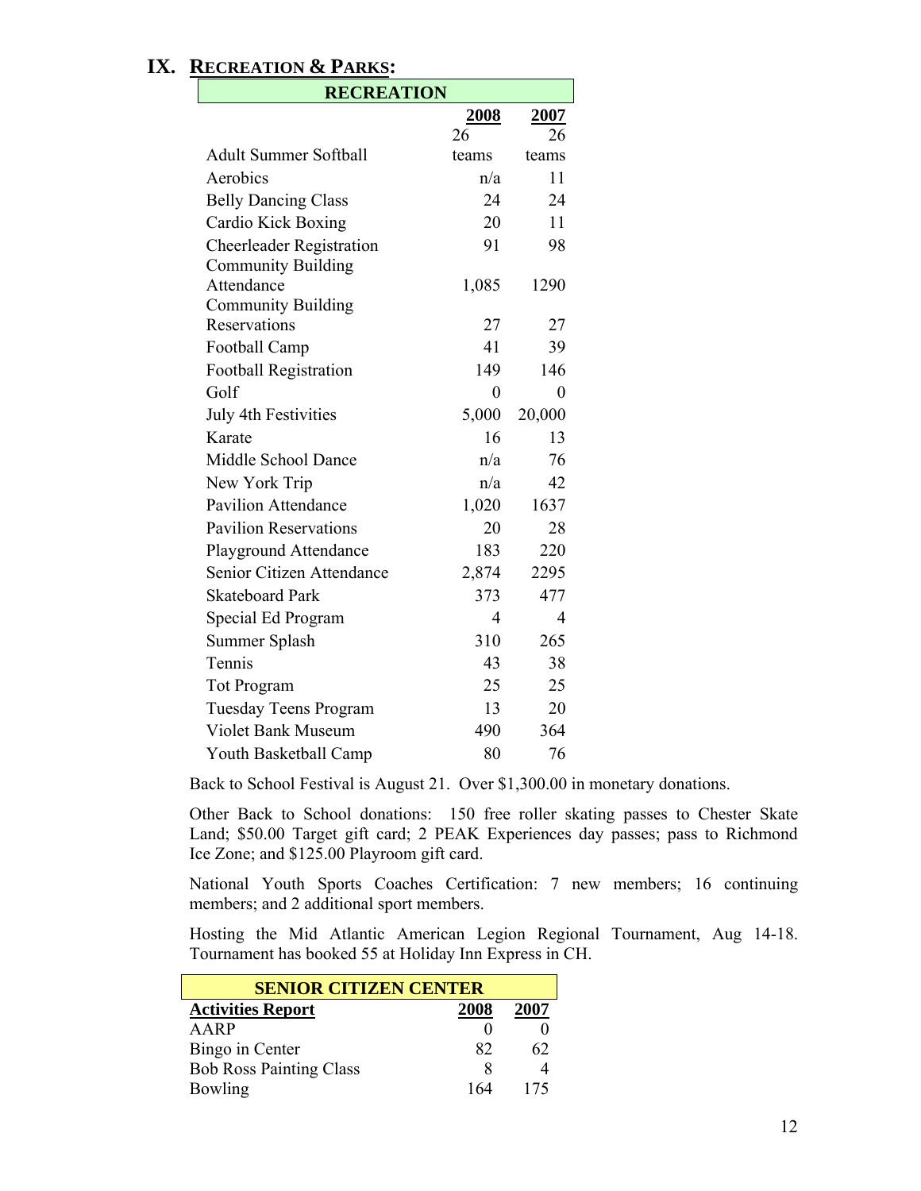# IX. RECREATION & PARKS:

| RECREATION | 2008 | 2007 |
|---|---|---|
| Adult Summer Softball | 26 teams | 26 teams |
| Aerobics | n/a | 11 |
| Belly Dancing Class | 24 | 24 |
| Cardio Kick Boxing | 20 | 11 |
| Cheerleader Registration | 91 | 98 |
| Community Building Attendance | 1,085 | 1290 |
| Community Building Reservations | 27 | 27 |
| Football Camp | 41 | 39 |
| Football Registration | 149 | 146 |
| Golf | 0 | 0 |
| July 4th Festivities | 5,000 | 20,000 |
| Karate | 16 | 13 |
| Middle School Dance | n/a | 76 |
| New York Trip | n/a | 42 |
| Pavilion Attendance | 1,020 | 1637 |
| Pavilion Reservations | 20 | 28 |
| Playground Attendance | 183 | 220 |
| Senior Citizen Attendance | 2,874 | 2295 |
| Skateboard Park | 373 | 477 |
| Special Ed Program | 4 | 4 |
| Summer Splash | 310 | 265 |
| Tennis | 43 | 38 |
| Tot Program | 25 | 25 |
| Tuesday Teens Program | 13 | 20 |
| Violet Bank Museum | 490 | 364 |
| Youth Basketball Camp | 80 | 76 |

Back to School Festival is August 21. Over $1,300.00 in monetary donations.

Other Back to School donations: 150 free roller skating passes to Chester Skate Land; $50.00 Target gift card; 2 PEAK Experiences day passes; pass to Richmond Ice Zone; and $125.00 Playroom gift card.

National Youth Sports Coaches Certification: 7 new members; 16 continuing members; and 2 additional sport members.

Hosting the Mid Atlantic American Legion Regional Tournament, Aug 14-18. Tournament has booked 55 at Holiday Inn Express in CH.

| SENIOR CITIZEN CENTER | | |
|---|---|---|
| **Activities Report** | **2008** | **2007** |
| AARP | 0 | 0 |
| Bingo in Center | 82 | 62 |
| Bob Ross Painting Class | 8 | 4 |
| Bowling | 164 | 175 |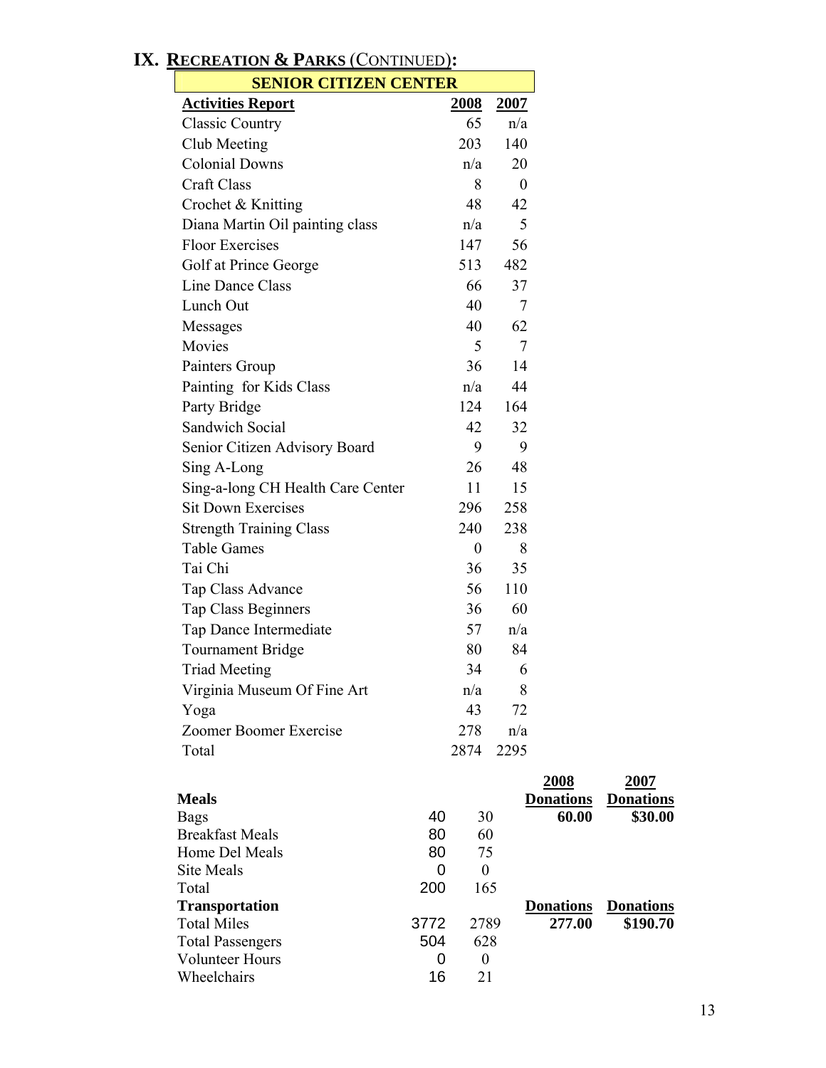## IX. RECREATION & PARKS (CONTINUED):

| SENIOR CITIZEN CENTER | | |
|---|---|---|
| **Activities Report** | **2008** | **2007** |
| Classic Country | 65 | n/a |
| Club Meeting | 203 | 140 |
| Colonial Downs | n/a | 20 |
| Craft Class | 8 | 0 |
| Crochet & Knitting | 48 | 42 |
| Diana Martin Oil painting class | n/a | 5 |
| Floor Exercises | 147 | 56 |
| Golf at Prince George | 513 | 482 |
| Line Dance Class | 66 | 37 |
| Lunch Out | 40 | 7 |
| Messages | 40 | 62 |
| Movies | 5 | 7 |
| Painters Group | 36 | 14 |
| Painting for Kids Class | n/a | 44 |
| Party Bridge | 124 | 164 |
| Sandwich Social | 42 | 32 |
| Senior Citizen Advisory Board | 9 | 9 |
| Sing A-Long | 26 | 48 |
| Sing-a-long CH Health Care Center | 11 | 15 |
| Sit Down Exercises | 296 | 258 |
| Strength Training Class | 240 | 238 |
| Table Games | 0 | 8 |
| Tai Chi | 36 | 35 |
| Tap Class Advance | 56 | 110 |
| Tap Class Beginners | 36 | 60 |
| Tap Dance Intermediate | 57 | n/a |
| Tournament Bridge | 80 | 84 |
| Triad Meeting | 34 | 6 |
| Virginia Museum Of Fine Art | n/a | 8 |
| Yoga | 43 | 72 |
| Zoomer Boomer Exercise | 278 | n/a |
| Total | 2874 | 2295 |

| **Meals** | | | **2008 Donations** | **2007 Donations** |
|---|---|---|---|---|
| Bags | 40 | 30 | **60.00** | **$30.00** |
| Breakfast Meals | 80 | 60 | | |
| Home Del Meals | 80 | 75 | | |
| Site Meals | 0 | 0 | | |
| Total | 200 | 165 | | |
| **Transportation** | | | **Donations** | **Donations** |
| Total Miles | 3772 | 2789 | **277.00** | **$190.70** |
| Total Passengers | 504 | 628 | | |
| Volunteer Hours | 0 | 0 | | |
| Wheelchairs | 16 | 21 | | |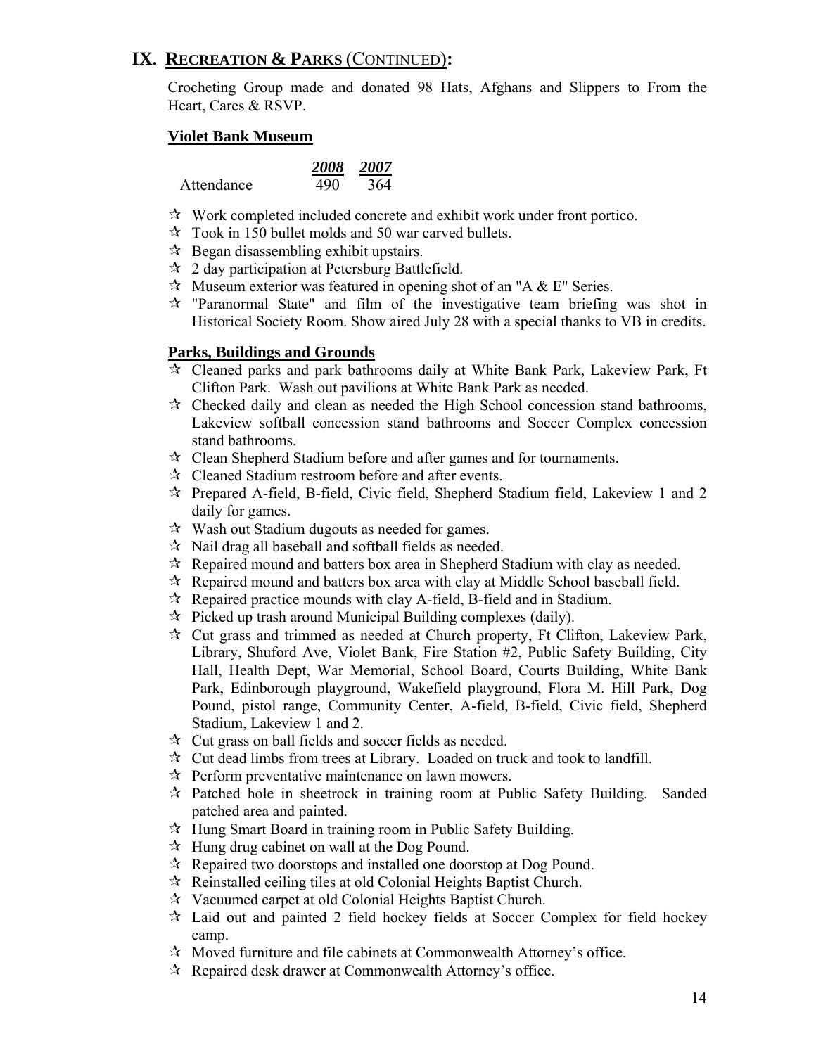## IX. RECREATION & PARKS (CONTINUED):

Crocheting Group made and donated 98 Hats, Afghans and Slippers to From the Heart, Cares & RSVP.

### Violet Bank Museum

| | *2008* | *2007* |
|---|---|---|
| Attendance | 490 | 364 |

- Work completed included concrete and exhibit work under front portico.
- Took in 150 bullet molds and 50 war carved bullets.
- Began disassembling exhibit upstairs.
- 2 day participation at Petersburg Battlefield.
- Museum exterior was featured in opening shot of an "A & E" Series.
- "Paranormal State" and film of the investigative team briefing was shot in Historical Society Room. Show aired July 28 with a special thanks to VB in credits.

### Parks, Buildings and Grounds

- Cleaned parks and park bathrooms daily at White Bank Park, Lakeview Park, Ft Clifton Park. Wash out pavilions at White Bank Park as needed.
- Checked daily and clean as needed the High School concession stand bathrooms, Lakeview softball concession stand bathrooms and Soccer Complex concession stand bathrooms.
- Clean Shepherd Stadium before and after games and for tournaments.
- Cleaned Stadium restroom before and after events.
- Prepared A-field, B-field, Civic field, Shepherd Stadium field, Lakeview 1 and 2 daily for games.
- Wash out Stadium dugouts as needed for games.
- Nail drag all baseball and softball fields as needed.
- Repaired mound and batters box area in Shepherd Stadium with clay as needed.
- Repaired mound and batters box area with clay at Middle School baseball field.
- Repaired practice mounds with clay A-field, B-field and in Stadium.
- Picked up trash around Municipal Building complexes (daily).
- Cut grass and trimmed as needed at Church property, Ft Clifton, Lakeview Park, Library, Shuford Ave, Violet Bank, Fire Station #2, Public Safety Building, City Hall, Health Dept, War Memorial, School Board, Courts Building, White Bank Park, Edinborough playground, Wakefield playground, Flora M. Hill Park, Dog Pound, pistol range, Community Center, A-field, B-field, Civic field, Shepherd Stadium, Lakeview 1 and 2.
- Cut grass on ball fields and soccer fields as needed.
- Cut dead limbs from trees at Library. Loaded on truck and took to landfill.
- Perform preventative maintenance on lawn mowers.
- Patched hole in sheetrock in training room at Public Safety Building. Sanded patched area and painted.
- Hung Smart Board in training room in Public Safety Building.
- Hung drug cabinet on wall at the Dog Pound.
- Repaired two doorstops and installed one doorstop at Dog Pound.
- Reinstalled ceiling tiles at old Colonial Heights Baptist Church.
- Vacuumed carpet at old Colonial Heights Baptist Church.
- Laid out and painted 2 field hockey fields at Soccer Complex for field hockey camp.
- Moved furniture and file cabinets at Commonwealth Attorney's office.
- Repaired desk drawer at Commonwealth Attorney's office.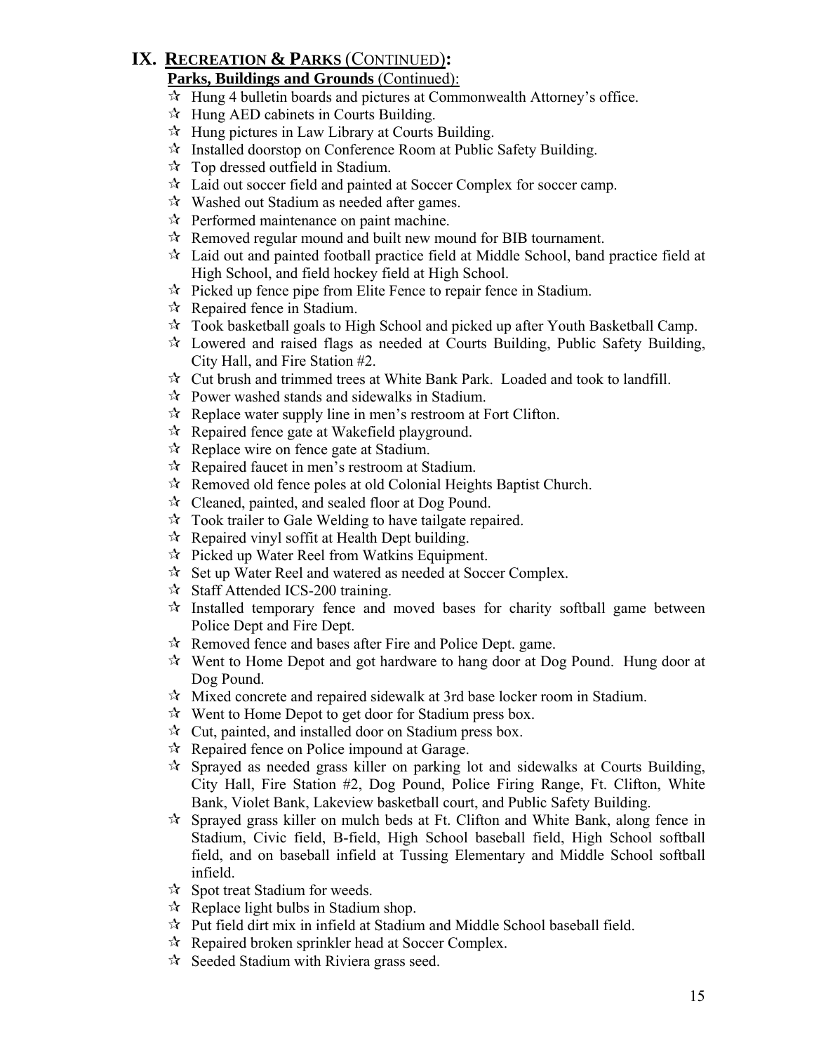## IX. RECREATION & PARKS (CONTINUED):

**Parks, Buildings and Grounds** (Continued):

- ☆ Hung 4 bulletin boards and pictures at Commonwealth Attorney's office.
- ☆ Hung AED cabinets in Courts Building.
- ☆ Hung pictures in Law Library at Courts Building.
- ☆ Installed doorstop on Conference Room at Public Safety Building.
- ☆ Top dressed outfield in Stadium.
- ☆ Laid out soccer field and painted at Soccer Complex for soccer camp.
- ☆ Washed out Stadium as needed after games.
- ☆ Performed maintenance on paint machine.
- ☆ Removed regular mound and built new mound for BIB tournament.
- ☆ Laid out and painted football practice field at Middle School, band practice field at High School, and field hockey field at High School.
- ☆ Picked up fence pipe from Elite Fence to repair fence in Stadium.
- ☆ Repaired fence in Stadium.
- ☆ Took basketball goals to High School and picked up after Youth Basketball Camp.
- ☆ Lowered and raised flags as needed at Courts Building, Public Safety Building, City Hall, and Fire Station #2.
- ☆ Cut brush and trimmed trees at White Bank Park. Loaded and took to landfill.
- ☆ Power washed stands and sidewalks in Stadium.
- ☆ Replace water supply line in men's restroom at Fort Clifton.
- ☆ Repaired fence gate at Wakefield playground.
- ☆ Replace wire on fence gate at Stadium.
- ☆ Repaired faucet in men's restroom at Stadium.
- ☆ Removed old fence poles at old Colonial Heights Baptist Church.
- ☆ Cleaned, painted, and sealed floor at Dog Pound.
- ☆ Took trailer to Gale Welding to have tailgate repaired.
- ☆ Repaired vinyl soffit at Health Dept building.
- ☆ Picked up Water Reel from Watkins Equipment.
- ☆ Set up Water Reel and watered as needed at Soccer Complex.
- ☆ Staff Attended ICS-200 training.
- ☆ Installed temporary fence and moved bases for charity softball game between Police Dept and Fire Dept.
- ☆ Removed fence and bases after Fire and Police Dept. game.
- ☆ Went to Home Depot and got hardware to hang door at Dog Pound. Hung door at Dog Pound.
- ☆ Mixed concrete and repaired sidewalk at 3rd base locker room in Stadium.
- ☆ Went to Home Depot to get door for Stadium press box.
- ☆ Cut, painted, and installed door on Stadium press box.
- ☆ Repaired fence on Police impound at Garage.
- ☆ Sprayed as needed grass killer on parking lot and sidewalks at Courts Building, City Hall, Fire Station #2, Dog Pound, Police Firing Range, Ft. Clifton, White Bank, Violet Bank, Lakeview basketball court, and Public Safety Building.
- ☆ Sprayed grass killer on mulch beds at Ft. Clifton and White Bank, along fence in Stadium, Civic field, B-field, High School baseball field, High School softball field, and on baseball infield at Tussing Elementary and Middle School softball infield.
- ☆ Spot treat Stadium for weeds.
- ☆ Replace light bulbs in Stadium shop.
- ☆ Put field dirt mix in infield at Stadium and Middle School baseball field.
- ☆ Repaired broken sprinkler head at Soccer Complex.
- ☆ Seeded Stadium with Riviera grass seed.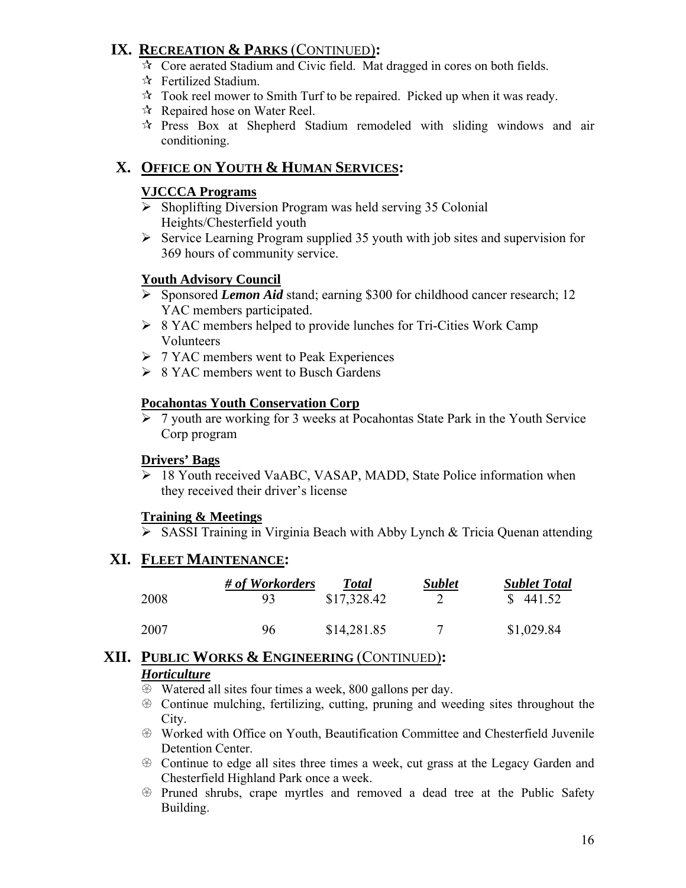## IX. RECREATION & PARKS (CONTINUED):

- Core aerated Stadium and Civic field. Mat dragged in cores on both fields.
- Fertilized Stadium.
- Took reel mower to Smith Turf to be repaired. Picked up when it was ready.
- Repaired hose on Water Reel.
- Press Box at Shepherd Stadium remodeled with sliding windows and air conditioning.

## X. OFFICE ON YOUTH & HUMAN SERVICES:

### VJCCCA Programs

- Shoplifting Diversion Program was held serving 35 Colonial Heights/Chesterfield youth
- Service Learning Program supplied 35 youth with job sites and supervision for 369 hours of community service.

### Youth Advisory Council

- Sponsored ***Lemon Aid*** stand; earning $300 for childhood cancer research; 12 YAC members participated.
- 8 YAC members helped to provide lunches for Tri-Cities Work Camp Volunteers
- 7 YAC members went to Peak Experiences
- 8 YAC members went to Busch Gardens

### Pocahontas Youth Conservation Corp

- 7 youth are working for 3 weeks at Pocahontas State Park in the Youth Service Corp program

### Drivers' Bags

- 18 Youth received VaABC, VASAP, MADD, State Police information when they received their driver's license

### Training & Meetings

- SASSI Training in Virginia Beach with Abby Lynch & Tricia Quenan attending

## XI. FLEET MAINTENANCE:

| | *# of Workorders* | *Total* | *Sublet* | *Sublet Total* |
|---|---|---|---|---|
| 2008 | 93 | $17,328.42 | 2 | $ 441.52 |
| 2007 | 96 | $14,281.85 | 7 | $1,029.84 |

## XII. PUBLIC WORKS & ENGINEERING (CONTINUED):

### *Horticulture*

- Watered all sites four times a week, 800 gallons per day.
- Continue mulching, fertilizing, cutting, pruning and weeding sites throughout the City.
- Worked with Office on Youth, Beautification Committee and Chesterfield Juvenile Detention Center.
- Continue to edge all sites three times a week, cut grass at the Legacy Garden and Chesterfield Highland Park once a week.
- Pruned shrubs, crape myrtles and removed a dead tree at the Public Safety Building.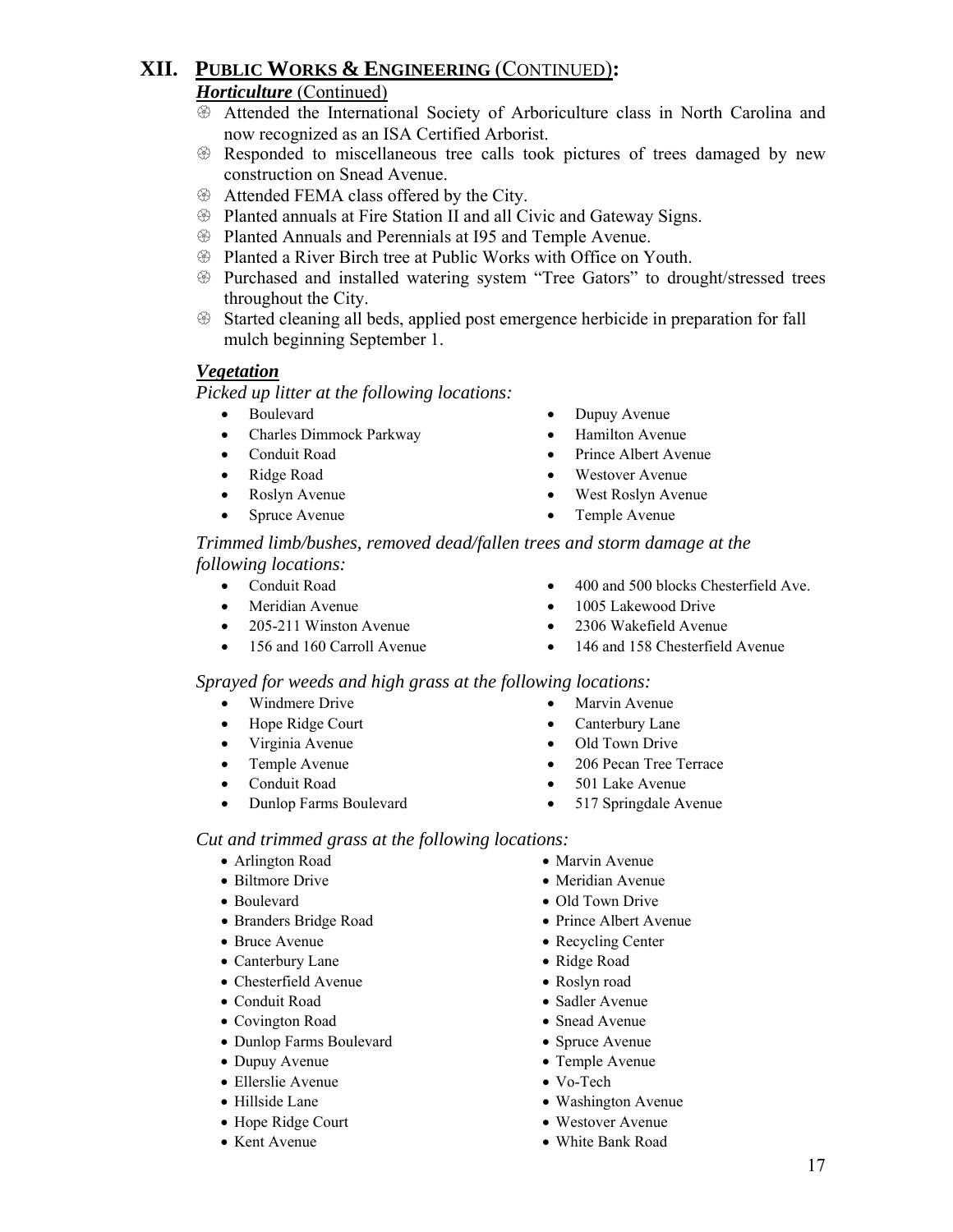# XII. PUBLIC WORKS & ENGINEERING (CONTINUED):

## *Horticulture* (Continued)

- Attended the International Society of Arboriculture class in North Carolina and now recognized as an ISA Certified Arborist.
- Responded to miscellaneous tree calls took pictures of trees damaged by new construction on Snead Avenue.
- Attended FEMA class offered by the City.
- Planted annuals at Fire Station II and all Civic and Gateway Signs.
- Planted Annuals and Perennials at I95 and Temple Avenue.
- Planted a River Birch tree at Public Works with Office on Youth.
- Purchased and installed watering system "Tree Gators" to drought/stressed trees throughout the City.
- Started cleaning all beds, applied post emergence herbicide in preparation for fall mulch beginning September 1.

## *Vegetation*

*Picked up litter at the following locations:*

- Boulevard
- Charles Dimmock Parkway
- Conduit Road
- Ridge Road
- Roslyn Avenue
- Spruce Avenue
- Dupuy Avenue
- Hamilton Avenue
- Prince Albert Avenue
- Westover Avenue
- West Roslyn Avenue
- Temple Avenue

*Trimmed limb/bushes, removed dead/fallen trees and storm damage at the following locations:*

- Conduit Road
- Meridian Avenue
- 205-211 Winston Avenue
- 156 and 160 Carroll Avenue
- 400 and 500 blocks Chesterfield Ave.
- 1005 Lakewood Drive
- 2306 Wakefield Avenue
- 146 and 158 Chesterfield Avenue

*Sprayed for weeds and high grass at the following locations:*

- Windmere Drive
- Hope Ridge Court
- Virginia Avenue
- Temple Avenue
- Conduit Road
- Dunlop Farms Boulevard
- Marvin Avenue
- Canterbury Lane
- Old Town Drive
- 206 Pecan Tree Terrace
- 501 Lake Avenue
- 517 Springdale Avenue

*Cut and trimmed grass at the following locations:*

- Arlington Road
- Biltmore Drive
- Boulevard
- Branders Bridge Road
- Bruce Avenue
- Canterbury Lane
- Chesterfield Avenue
- Conduit Road
- Covington Road
- Dunlop Farms Boulevard
- Dupuy Avenue
- Ellerslie Avenue
- Hillside Lane
- Hope Ridge Court
- Kent Avenue
- Marvin Avenue
- Meridian Avenue
- Old Town Drive
- Prince Albert Avenue
- Recycling Center
- Ridge Road
- Roslyn road
- Sadler Avenue
- Snead Avenue
- Spruce Avenue
- Temple Avenue
- Vo-Tech
- Washington Avenue
- Westover Avenue
- White Bank Road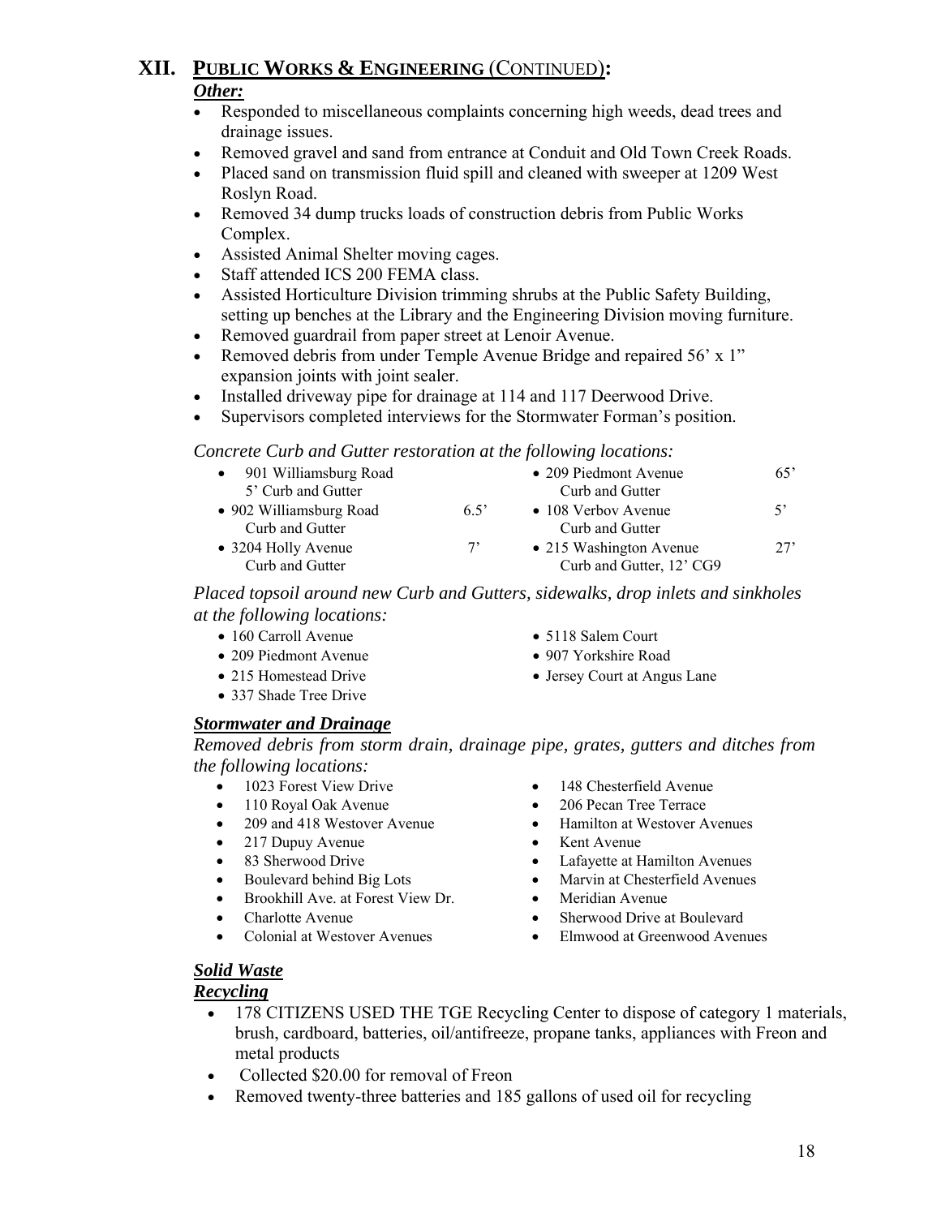# XII. Public Works & Engineering (Continued):

***Other:***

- Responded to miscellaneous complaints concerning high weeds, dead trees and drainage issues.
- Removed gravel and sand from entrance at Conduit and Old Town Creek Roads.
- Placed sand on transmission fluid spill and cleaned with sweeper at 1209 West Roslyn Road.
- Removed 34 dump trucks loads of construction debris from Public Works Complex.
- Assisted Animal Shelter moving cages.
- Staff attended ICS 200 FEMA class.
- Assisted Horticulture Division trimming shrubs at the Public Safety Building, setting up benches at the Library and the Engineering Division moving furniture.
- Removed guardrail from paper street at Lenoir Avenue.
- Removed debris from under Temple Avenue Bridge and repaired 56' x 1" expansion joints with joint sealer.
- Installed driveway pipe for drainage at 114 and 117 Deerwood Drive.
- Supervisors completed interviews for the Stormwater Forman's position.

*Concrete Curb and Gutter restoration at the following locations:*

- 901 Williamsburg Road 5' Curb and Gutter
- 902 Williamsburg Road Curb and Gutter 6.5'
- 3204 Holly Avenue Curb and Gutter 7'
- 209 Piedmont Avenue Curb and Gutter 65'
- 108 Verbov Avenue Curb and Gutter 5'
- 215 Washington Avenue Curb and Gutter, 12' CG9 27'

*Placed topsoil around new Curb and Gutters, sidewalks, drop inlets and sinkholes at the following locations:*

- 160 Carroll Avenue
- 209 Piedmont Avenue
- 215 Homestead Drive
- 337 Shade Tree Drive
- 5118 Salem Court
- 907 Yorkshire Road
- Jersey Court at Angus Lane

***Stormwater and Drainage***

*Removed debris from storm drain, drainage pipe, grates, gutters and ditches from the following locations:*

- 1023 Forest View Drive
- 110 Royal Oak Avenue
- 209 and 418 Westover Avenue
- 217 Dupuy Avenue
- 83 Sherwood Drive
- Boulevard behind Big Lots
- Brookhill Ave. at Forest View Dr.
- Charlotte Avenue
- Colonial at Westover Avenues
- 148 Chesterfield Avenue
- 206 Pecan Tree Terrace
- Hamilton at Westover Avenues
- Kent Avenue
- Lafayette at Hamilton Avenues
- Marvin at Chesterfield Avenues
- Meridian Avenue
- Sherwood Drive at Boulevard
- Elmwood at Greenwood Avenues

***Solid Waste***

***Recycling***

- 178 CITIZENS USED THE TGE Recycling Center to dispose of category 1 materials, brush, cardboard, batteries, oil/antifreeze, propane tanks, appliances with Freon and metal products
- Collected $20.00 for removal of Freon
- Removed twenty-three batteries and 185 gallons of used oil for recycling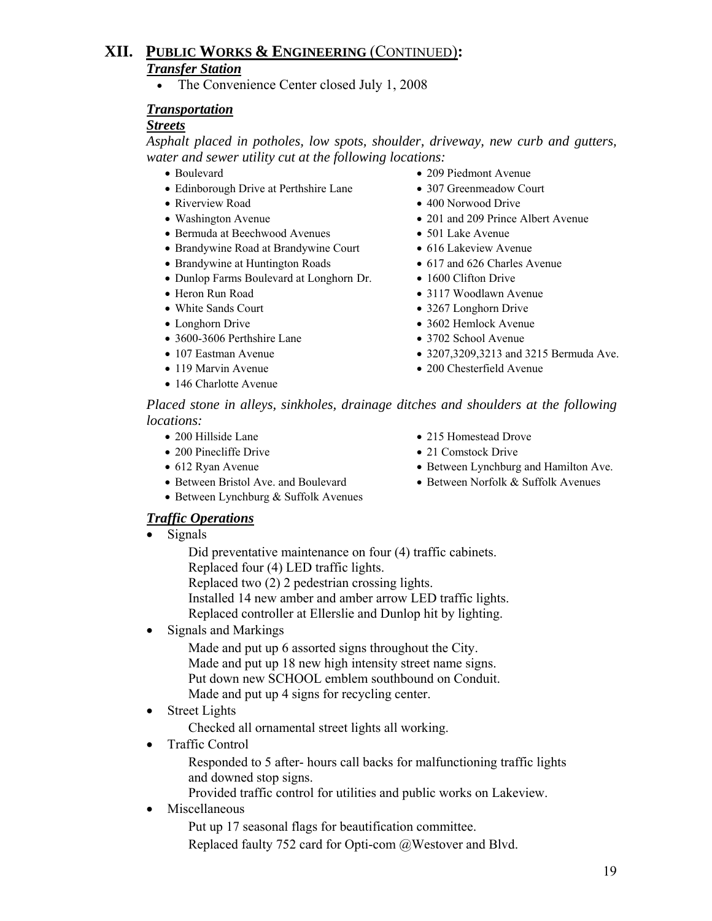## XII. PUBLIC WORKS & ENGINEERING (CONTINUED):

### *Transfer Station*

- The Convenience Center closed July 1, 2008

### *Transportation*

#### *Streets*

*Asphalt placed in potholes, low spots, shoulder, driveway, new curb and gutters, water and sewer utility cut at the following locations:*

- Boulevard
- Edinborough Drive at Perthshire Lane
- Riverview Road
- Washington Avenue
- Bermuda at Beechwood Avenues
- Brandywine Road at Brandywine Court
- Brandywine at Huntington Roads
- Dunlop Farms Boulevard at Longhorn Dr.
- Heron Run Road
- White Sands Court
- Longhorn Drive
- 3600-3606 Perthshire Lane
- 107 Eastman Avenue
- 119 Marvin Avenue
- 146 Charlotte Avenue
- 209 Piedmont Avenue
- 307 Greenmeadow Court
- 400 Norwood Drive
- 201 and 209 Prince Albert Avenue
- 501 Lake Avenue
- 616 Lakeview Avenue
- 617 and 626 Charles Avenue
- 1600 Clifton Drive
- 3117 Woodlawn Avenue
- 3267 Longhorn Drive
- 3602 Hemlock Avenue
- 3702 School Avenue
- 3207,3209,3213 and 3215 Bermuda Ave.
- 200 Chesterfield Avenue

*Placed stone in alleys, sinkholes, drainage ditches and shoulders at the following locations:*

- 200 Hillside Lane
- 200 Pinecliffe Drive
- 612 Ryan Avenue
- Between Bristol Ave. and Boulevard
- Between Lynchburg & Suffolk Avenues
- 215 Homestead Drove
- 21 Comstock Drive
- Between Lynchburg and Hamilton Ave.
- Between Norfolk & Suffolk Avenues

### *Traffic Operations*

- Signals

  Did preventative maintenance on four (4) traffic cabinets.
  Replaced four (4) LED traffic lights.
  Replaced two (2) 2 pedestrian crossing lights.
  Installed 14 new amber and amber arrow LED traffic lights.
  Replaced controller at Ellerslie and Dunlop hit by lighting.

- Signals and Markings

  Made and put up 6 assorted signs throughout the City.
  Made and put up 18 new high intensity street name signs.
  Put down new SCHOOL emblem southbound on Conduit.
  Made and put up 4 signs for recycling center.

- Street Lights

  Checked all ornamental street lights all working.

- Traffic Control

  Responded to 5 after- hours call backs for malfunctioning traffic lights and downed stop signs.
  Provided traffic control for utilities and public works on Lakeview.

- Miscellaneous

  Put up 17 seasonal flags for beautification committee.
  Replaced faulty 752 card for Opti-com @Westover and Blvd.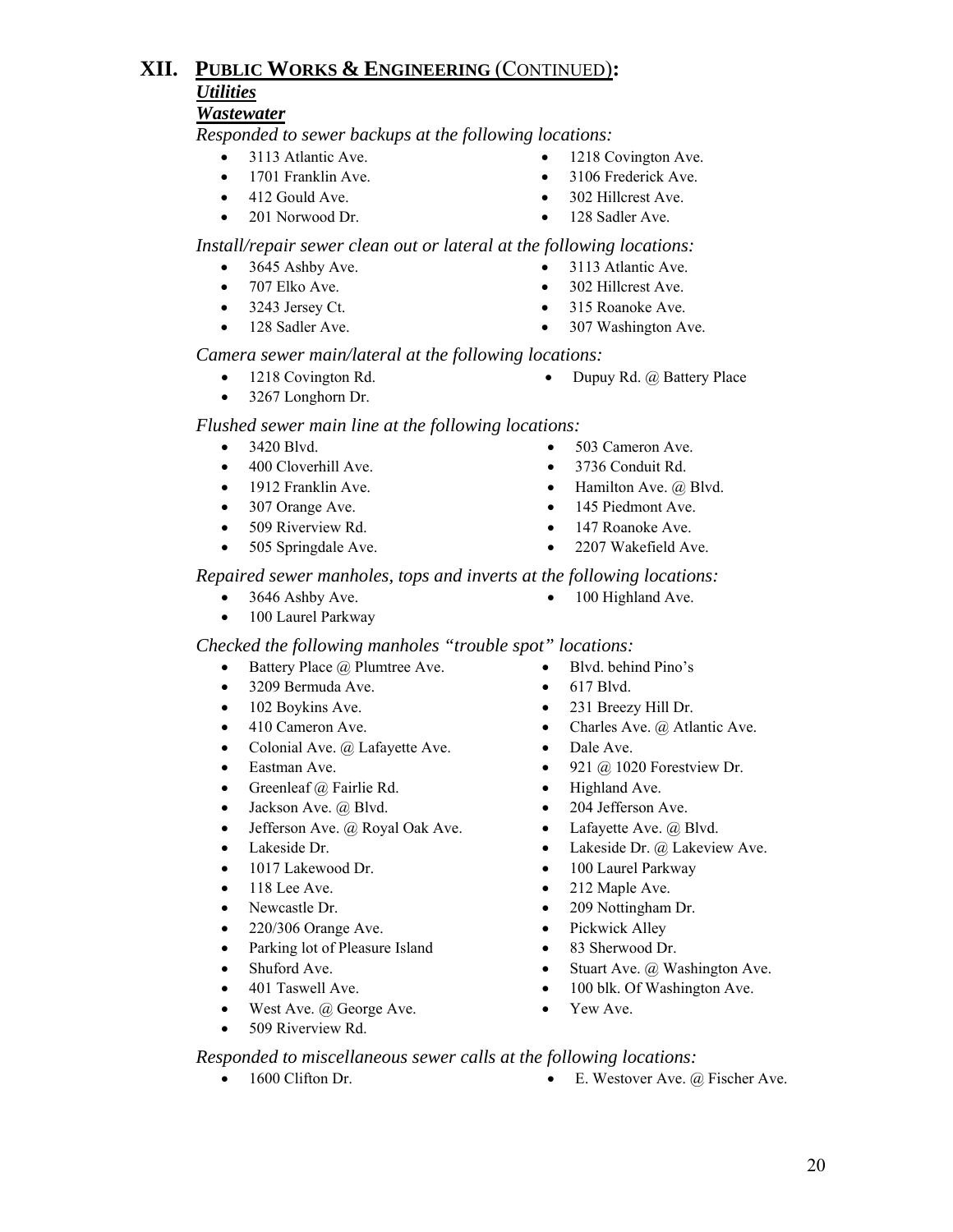# XII. PUBLIC WORKS & ENGINEERING (CONTINUED):

## *Utilities*

### *Wastewater*

*Responded to sewer backups at the following locations:*

- 3113 Atlantic Ave.
- 1218 Covington Ave.
- 1701 Franklin Ave.
- 3106 Frederick Ave.
- 412 Gould Ave.
- 302 Hillcrest Ave.
- 201 Norwood Dr.
- 128 Sadler Ave.

*Install/repair sewer clean out or lateral at the following locations:*

- 3645 Ashby Ave.
- 3113 Atlantic Ave.
- 707 Elko Ave.
- 302 Hillcrest Ave.
- 3243 Jersey Ct.
- 315 Roanoke Ave.
- 128 Sadler Ave.
- 307 Washington Ave.

*Camera sewer main/lateral at the following locations:*

- 1218 Covington Rd.
- Dupuy Rd. @ Battery Place
- 3267 Longhorn Dr.

*Flushed sewer main line at the following locations:*

- 3420 Blvd.
- 503 Cameron Ave.
- 400 Cloverhill Ave.
- 3736 Conduit Rd.
- 1912 Franklin Ave.
- Hamilton Ave. @ Blvd.
- 307 Orange Ave.
- 145 Piedmont Ave.
- 509 Riverview Rd.
- 147 Roanoke Ave.
- 505 Springdale Ave.
- 2207 Wakefield Ave.

*Repaired sewer manholes, tops and inverts at the following locations:*

- 3646 Ashby Ave.
- 100 Highland Ave.
- 100 Laurel Parkway

*Checked the following manholes "trouble spot" locations:*

- Battery Place @ Plumtree Ave.
- Blvd. behind Pino's
- 3209 Bermuda Ave.
- 617 Blvd.
- 102 Boykins Ave.
- 231 Breezy Hill Dr.
- 410 Cameron Ave.
- Charles Ave. @ Atlantic Ave.
- Colonial Ave. @ Lafayette Ave.
- Dale Ave.
- Eastman Ave.
- 921 @ 1020 Forestview Dr.
- Greenleaf @ Fairlie Rd.
- Highland Ave.
- Jackson Ave. @ Blvd.
- 204 Jefferson Ave.
- Jefferson Ave. @ Royal Oak Ave.
- Lafayette Ave. @ Blvd.
- Lakeside Dr.
- Lakeside Dr. @ Lakeview Ave.
- 1017 Lakewood Dr.
- 100 Laurel Parkway
- 118 Lee Ave.
- 212 Maple Ave.
- Newcastle Dr.
- 209 Nottingham Dr.
- 220/306 Orange Ave.
- Pickwick Alley
- Parking lot of Pleasure Island
- 83 Sherwood Dr.
- Shuford Ave.
- Stuart Ave. @ Washington Ave.
- 401 Taswell Ave.
- 100 blk. Of Washington Ave.
- West Ave. @ George Ave.
- Yew Ave.
- 509 Riverview Rd.

*Responded to miscellaneous sewer calls at the following locations:*

- 1600 Clifton Dr.
- E. Westover Ave. @ Fischer Ave.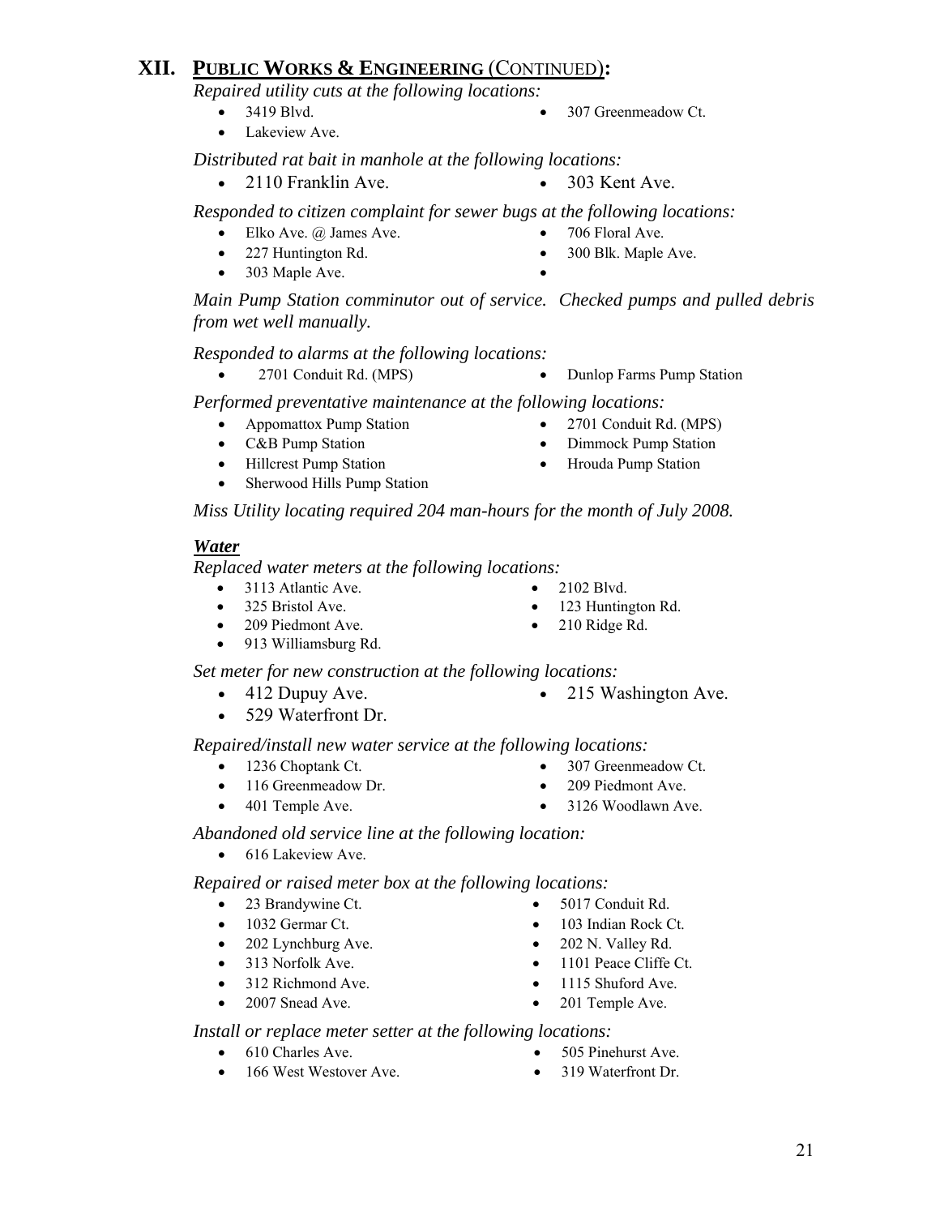## XII. PUBLIC WORKS & ENGINEERING (CONTINUED):

*Repaired utility cuts at the following locations:*

- 3419 Blvd.
- 307 Greenmeadow Ct.
- Lakeview Ave.

*Distributed rat bait in manhole at the following locations:*

- 2110 Franklin Ave.
- 303 Kent Ave.

*Responded to citizen complaint for sewer bugs at the following locations:*

- Elko Ave. @ James Ave.
- 706 Floral Ave.
- 227 Huntington Rd.
- 300 Blk. Maple Ave.
- 303 Maple Ave.

*Main Pump Station comminutor out of service. Checked pumps and pulled debris from wet well manually.*

*Responded to alarms at the following locations:*

- 2701 Conduit Rd. (MPS)
- Dunlop Farms Pump Station

*Performed preventative maintenance at the following locations:*

- Appomattox Pump Station
- 2701 Conduit Rd. (MPS)
- C&B Pump Station
- Dimmock Pump Station
- Hillcrest Pump Station
- Hrouda Pump Station
- Sherwood Hills Pump Station

*Miss Utility locating required 204 man-hours for the month of July 2008.*

### ***Water***

*Replaced water meters at the following locations:*

- 3113 Atlantic Ave.
- 2102 Blvd.
- 325 Bristol Ave.
- 123 Huntington Rd.
- 209 Piedmont Ave.
- 210 Ridge Rd.
- 913 Williamsburg Rd.

*Set meter for new construction at the following locations:*

- 412 Dupuy Ave.
- 215 Washington Ave.
- 529 Waterfront Dr.

*Repaired/install new water service at the following locations:*

- 1236 Choptank Ct.
- 307 Greenmeadow Ct.
- 116 Greenmeadow Dr.
- 209 Piedmont Ave.
- 401 Temple Ave.
- 3126 Woodlawn Ave.

*Abandoned old service line at the following location:*

- 616 Lakeview Ave.

*Repaired or raised meter box at the following locations:*

- 23 Brandywine Ct.
- 5017 Conduit Rd.
- 1032 Germar Ct.
- 103 Indian Rock Ct.
- 202 Lynchburg Ave.
- 202 N. Valley Rd.
- 313 Norfolk Ave.
- 1101 Peace Cliffe Ct.
- 312 Richmond Ave.
- 1115 Shuford Ave.
- 2007 Snead Ave.
- 201 Temple Ave.

*Install or replace meter setter at the following locations:*

- 610 Charles Ave.
- 505 Pinehurst Ave.
- 166 West Westover Ave.
- 319 Waterfront Dr.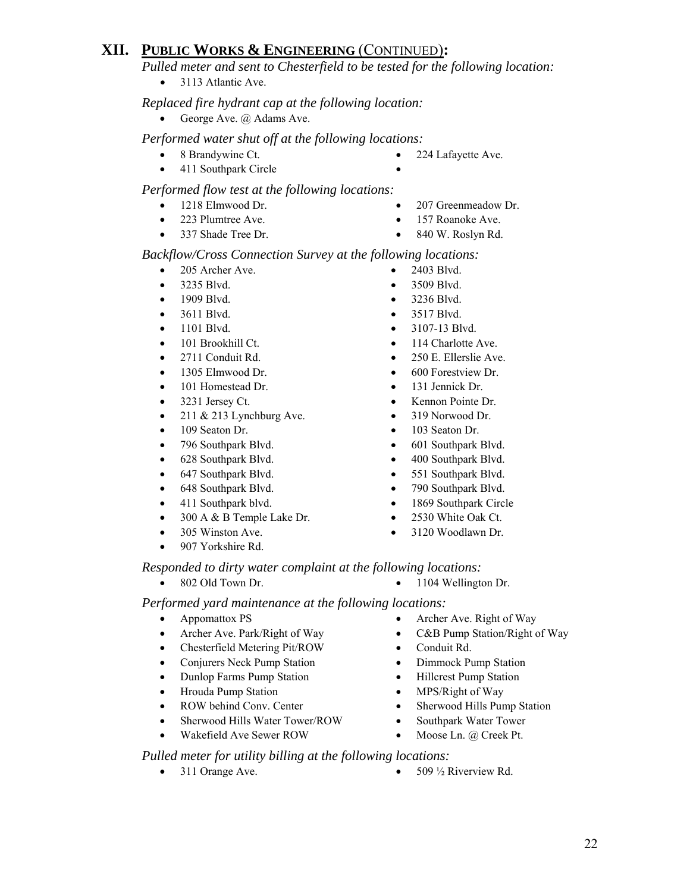## XII. PUBLIC WORKS & ENGINEERING (CONTINUED):

*Pulled meter and sent to Chesterfield to be tested for the following location:*

- 3113 Atlantic Ave.

*Replaced fire hydrant cap at the following location:*

- George Ave. @ Adams Ave.

*Performed water shut off at the following locations:*

- 8 Brandywine Ct.
- 411 Southpark Circle
- 224 Lafayette Ave.

*Performed flow test at the following locations:*

- 1218 Elmwood Dr.
- 223 Plumtree Ave.
- 337 Shade Tree Dr.
- 207 Greenmeadow Dr.
- 157 Roanoke Ave.
- 840 W. Roslyn Rd.

*Backflow/Cross Connection Survey at the following locations:*

- 205 Archer Ave.
- 3235 Blvd.
- 1909 Blvd.
- 3611 Blvd.
- 1101 Blvd.
- 101 Brookhill Ct.
- 2711 Conduit Rd.
- 1305 Elmwood Dr.
- 101 Homestead Dr.
- 3231 Jersey Ct.
- 211 & 213 Lynchburg Ave.
- 109 Seaton Dr.
- 796 Southpark Blvd.
- 628 Southpark Blvd.
- 647 Southpark Blvd.
- 648 Southpark Blvd.
- 411 Southpark blvd.
- 300 A & B Temple Lake Dr.
- 305 Winston Ave.
- 907 Yorkshire Rd.
- 2403 Blvd.
- 3509 Blvd.
- 3236 Blvd.
- 3517 Blvd.
- 3107-13 Blvd.
- 114 Charlotte Ave.
- 250 E. Ellerslie Ave.
- 600 Forestview Dr.
- 131 Jennick Dr.
- Kennon Pointe Dr.
- 319 Norwood Dr.
- 103 Seaton Dr.
- 601 Southpark Blvd.
- 400 Southpark Blvd.
- 551 Southpark Blvd.
- 790 Southpark Blvd.
- 1869 Southpark Circle
- 2530 White Oak Ct.
- 3120 Woodlawn Dr.

*Responded to dirty water complaint at the following locations:*

- 802 Old Town Dr.
- 1104 Wellington Dr.

*Performed yard maintenance at the following locations:*

- Appomattox PS
- Archer Ave. Park/Right of Way
- Chesterfield Metering Pit/ROW
- Conjurers Neck Pump Station
- Dunlop Farms Pump Station
- Hrouda Pump Station
- ROW behind Conv. Center
- Sherwood Hills Water Tower/ROW
- Wakefield Ave Sewer ROW
- Archer Ave. Right of Way
- C&B Pump Station/Right of Way
- Conduit Rd.
- Dimmock Pump Station
- Hillcrest Pump Station
- MPS/Right of Way
- Sherwood Hills Pump Station
- Southpark Water Tower
- Moose Ln. @ Creek Pt.

*Pulled meter for utility billing at the following locations:*

- 311 Orange Ave.
- 509 ½ Riverview Rd.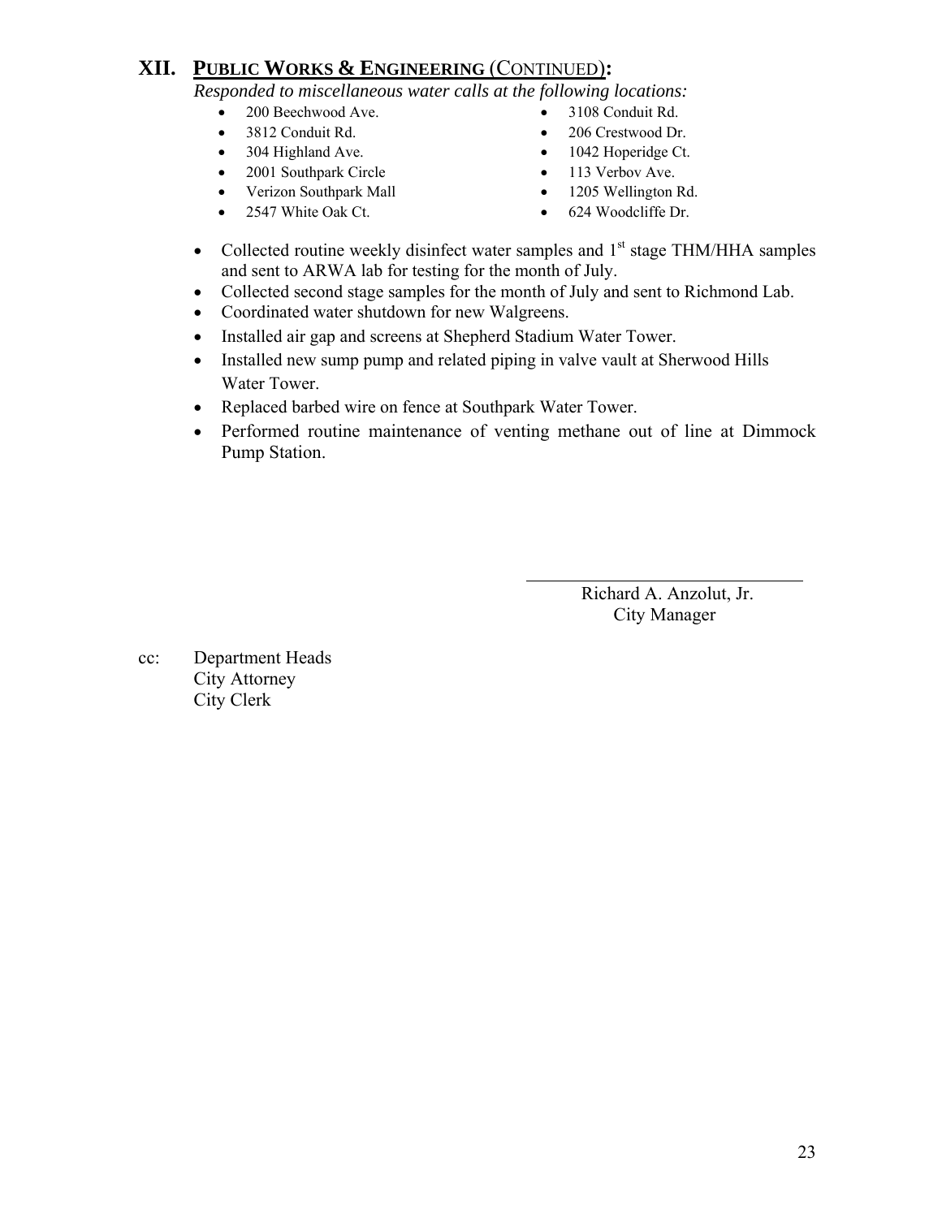## XII. PUBLIC WORKS & ENGINEERING (CONTINUED):

*Responded to miscellaneous water calls at the following locations:*

- 200 Beechwood Ave.
- 3812 Conduit Rd.
- 304 Highland Ave.
- 2001 Southpark Circle
- Verizon Southpark Mall
- 2547 White Oak Ct.
- 3108 Conduit Rd.
- 206 Crestwood Dr.
- 1042 Hoperidge Ct.
- 113 Verbov Ave.
- 1205 Wellington Rd.
- 624 Woodcliffe Dr.

- Collected routine weekly disinfect water samples and 1st stage THM/HHA samples and sent to ARWA lab for testing for the month of July.
- Collected second stage samples for the month of July and sent to Richmond Lab.
- Coordinated water shutdown for new Walgreens.
- Installed air gap and screens at Shepherd Stadium Water Tower.
- Installed new sump pump and related piping in valve vault at Sherwood Hills Water Tower.
- Replaced barbed wire on fence at Southpark Water Tower.
- Performed routine maintenance of venting methane out of line at Dimmock Pump Station.

Richard A. Anzolut, Jr.
City Manager

cc: Department Heads
City Attorney
City Clerk